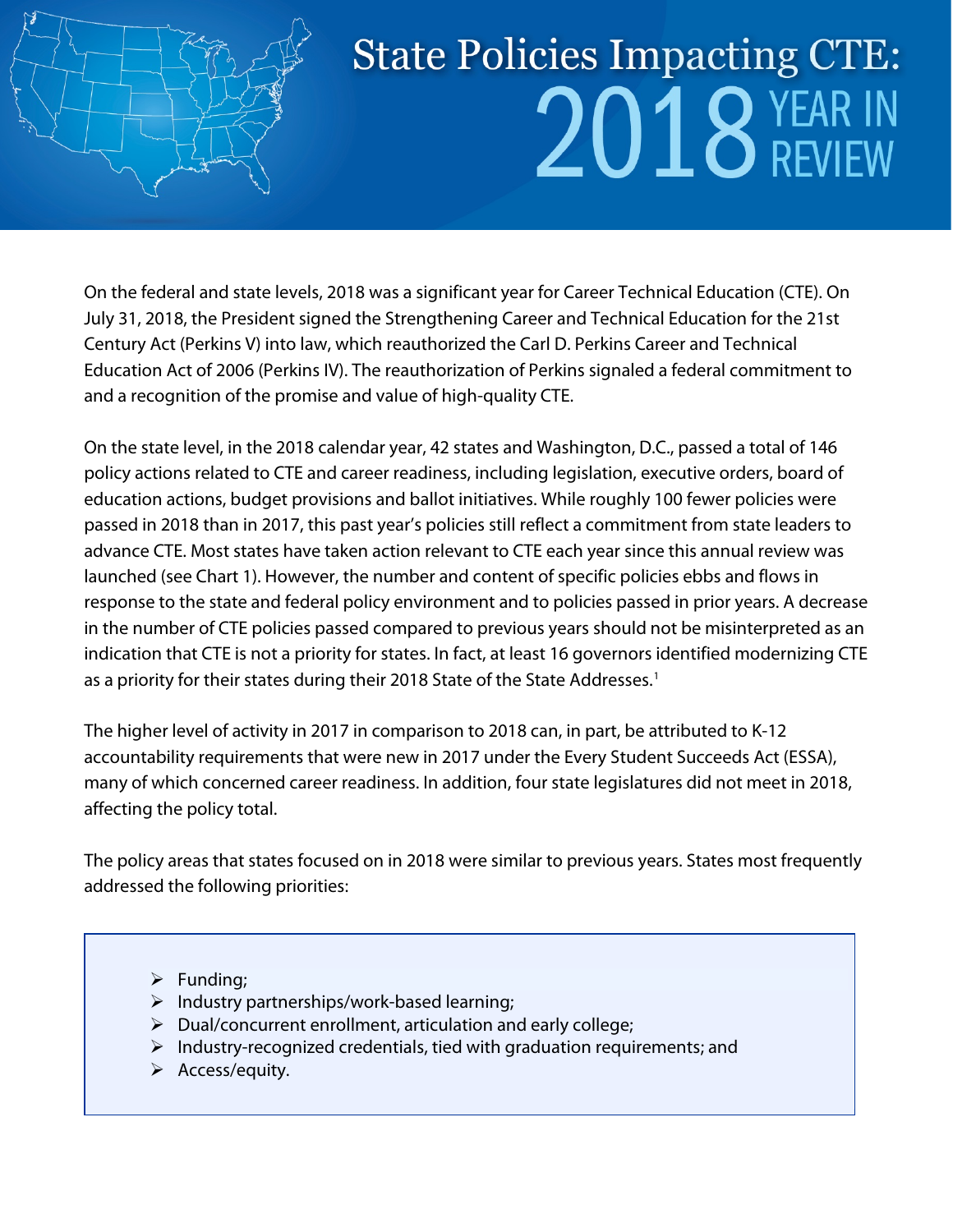# State Policies Impacting CTE: 2018 YEAR IN REVIEW

On the federal and state levels, 2018 was a significant year for Career Technical Education (CTE). On July 31, 2018, the President signed the Strengthening Career and Technical Education for the 21st Century Act (Perkins V) into law, which reauthorized the Carl D. Perkins Career and Technical Education Act of 2006 (Perkins IV). The reauthorization of Perkins signaled a federal commitment to and a recognition of the promise and value of high-quality CTE.

On the state level, in the 2018 calendar year, 42 states and Washington, D.C., passed a total of 146 policy actions related to CTE and career readiness, including legislation, executive orders, board of education actions, budget provisions and ballot initiatives. While roughly 100 fewer policies were passed in 2018 than in 2017, this past year's policies still reflect a commitment from state leaders to advance CTE. Most states have taken action relevant to CTE each year since this annual review was launched (see Chart 1). However, the number and content of specific policies ebbs and flows in response to the state and federal policy environment and to policies passed in prior years. A decrease in the number of CTE policies passed compared to previous years should not be misinterpreted as an indication that CTE is not a priority for states. In fact, at least 16 governors identified modernizing CTE as a priority for their states during their 2018 State of the State Addresses.[1]

The higher level of activity in 2017 in comparison to 2018 can, in part, be attributed to K-12 accountability requirements that were new in 2017 under the Every Student Succeeds Act (ESSA), many of which concerned career readiness. In addition, four state legislatures did not meet in 2018, affecting the policy total.

The policy areas that states focused on in 2018 were similar to previous years. States most frequently addressed the following priorities:

- Funding;
- Industry partnerships/work-based learning;
- Dual/concurrent enrollment, articulation and early college;
- Industry-recognized credentials, tied with graduation requirements; and
- Access/equity.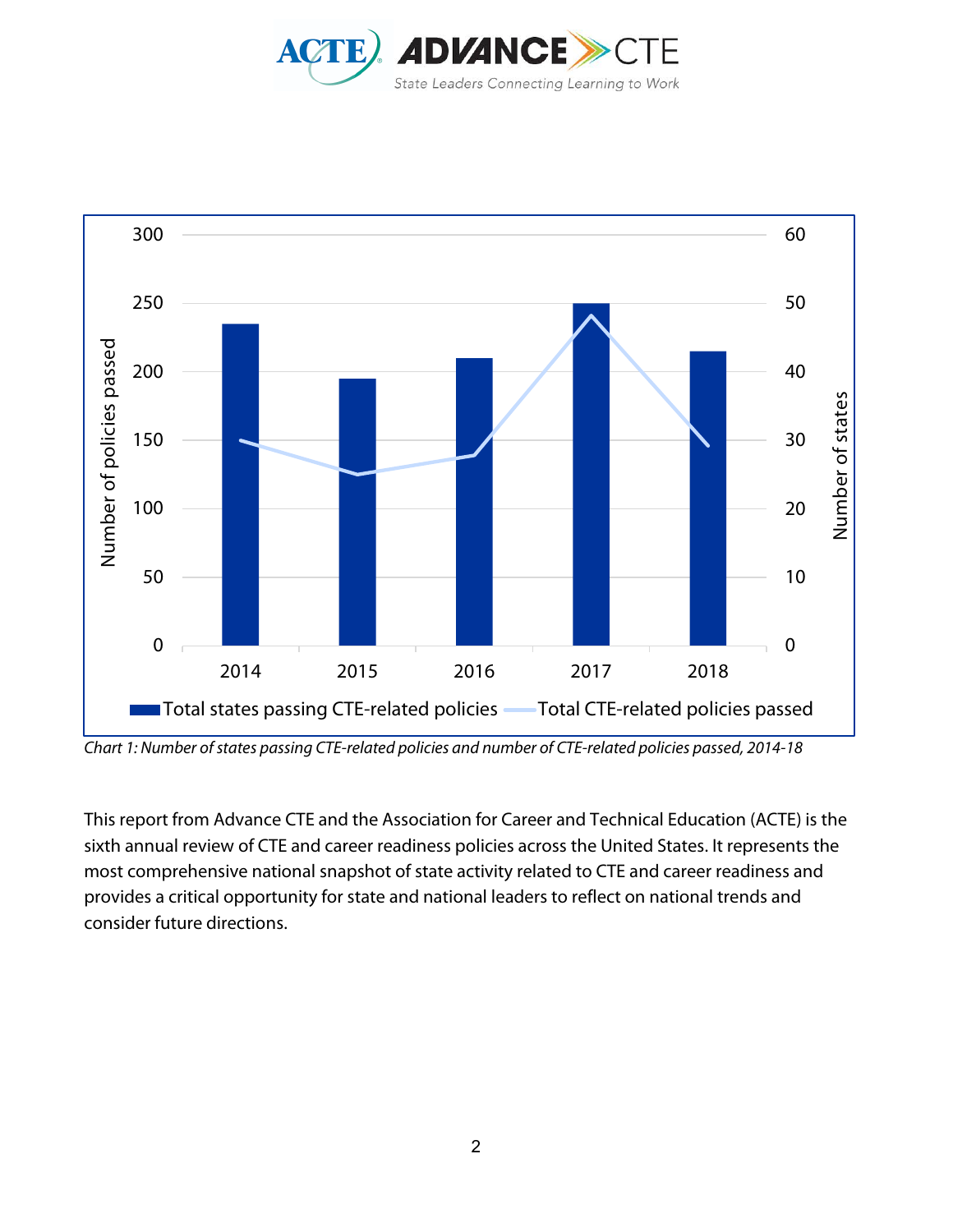*Chart 1: Number of states passing CTE-related policies and number of CTE-related policies passed, 2014-18*

This report from Advance CTE and the Association for Career and Technical Education (ACTE) is the sixth annual review of CTE and career readiness policies across the United States. It represents the most comprehensive national snapshot of state activity related to CTE and career readiness and provides a critical opportunity for state and national leaders to reflect on national trends and consider future directions.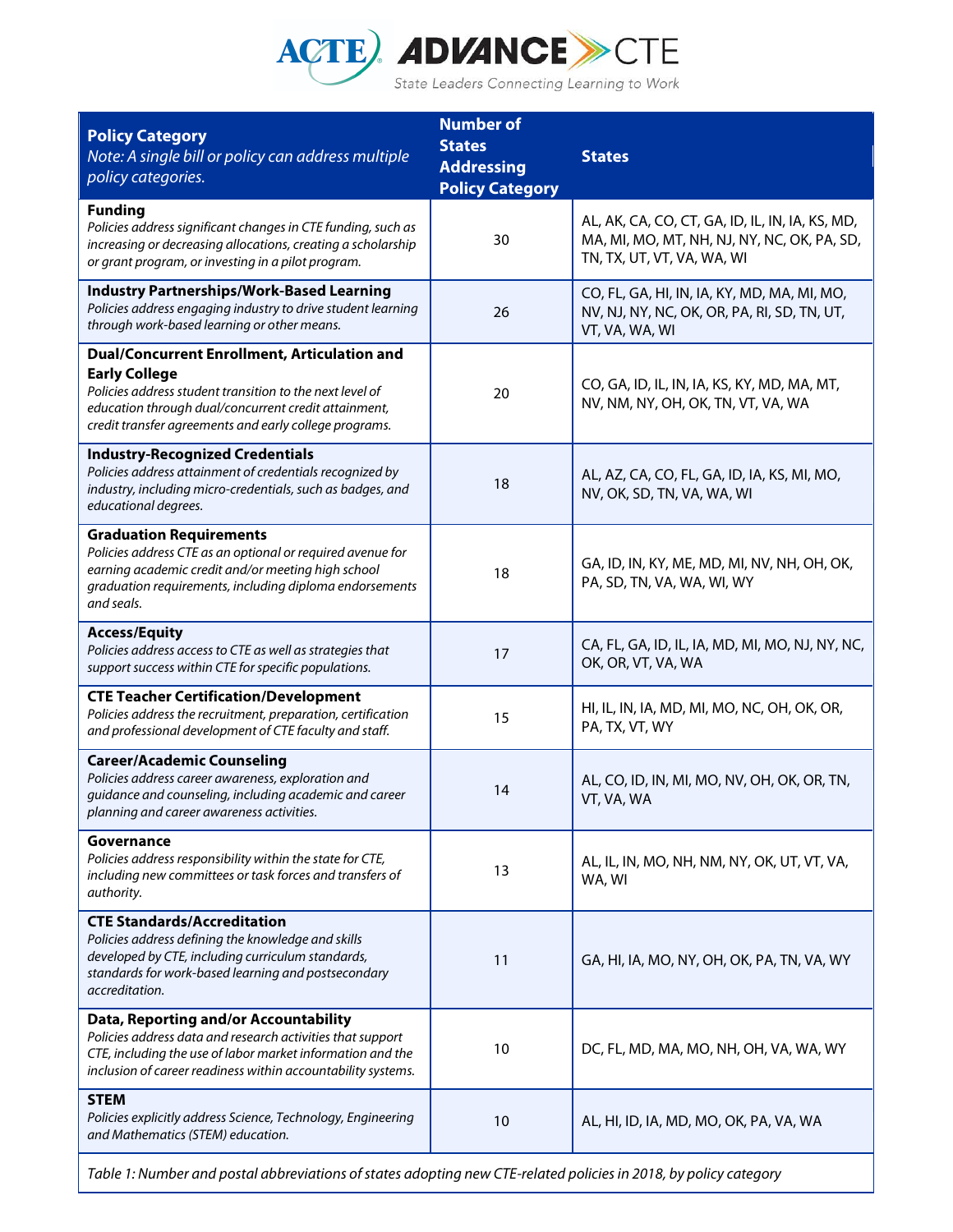| **Policy Category** *Note: A single bill or policy can address multiple policy categories.* | **Number of States Addressing Policy Category** | **States** |
|---|---|---|
| **Funding** *Policies address significant changes in CTE funding, such as increasing or decreasing allocations, creating a scholarship or grant program, or investing in a pilot program.* | 30 | AL, AK, CA, CO, CT, GA, ID, IL, IN, IA, KS, MD, MA, MI, MO, MT, NH, NJ, NY, NC, OK, PA, SD, TN, TX, UT, VT, VA, WA, WI |
| **Industry Partnerships/Work-Based Learning** *Policies address engaging industry to drive student learning through work-based learning or other means.* | 26 | CO, FL, GA, HI, IN, IA, KY, MD, MA, MI, MO, NV, NJ, NY, NC, OK, OR, PA, RI, SD, TN, UT, VT, VA, WA, WI |
| **Dual/Concurrent Enrollment, Articulation and Early College** *Policies address student transition to the next level of education through dual/concurrent credit attainment, credit transfer agreements and early college programs.* | 20 | CO, GA, ID, IL, IN, IA, KS, KY, MD, MA, MT, NV, NM, NY, OH, OK, TN, VT, VA, WA |
| **Industry-Recognized Credentials** *Policies address attainment of credentials recognized by industry, including micro-credentials, such as badges, and educational degrees.* | 18 | AL, AZ, CA, CO, FL, GA, ID, IA, KS, MI, MO, NV, OK, SD, TN, VA, WA, WI |
| **Graduation Requirements** *Policies address CTE as an optional or required avenue for earning academic credit and/or meeting high school graduation requirements, including diploma endorsements and seals.* | 18 | GA, ID, IN, KY, ME, MD, MI, NV, NH, OH, OK, PA, SD, TN, VA, WA, WI, WY |
| **Access/Equity** *Policies address access to CTE as well as strategies that support success within CTE for specific populations.* | 17 | CA, FL, GA, ID, IL, IA, MD, MI, MO, NJ, NY, NC, OK, OR, VT, VA, WA |
| **CTE Teacher Certification/Development** *Policies address the recruitment, preparation, certification and professional development of CTE faculty and staff.* | 15 | HI, IL, IN, IA, MD, MI, MO, NC, OH, OK, OR, PA, TX, VT, WY |
| **Career/Academic Counseling** *Policies address career awareness, exploration and guidance and counseling, including academic and career planning and career awareness activities.* | 14 | AL, CO, ID, IN, MI, MO, NV, OH, OK, OR, TN, VT, VA, WA |
| **Governance** *Policies address responsibility within the state for CTE, including new committees or task forces and transfers of authority.* | 13 | AL, IL, IN, MO, NH, NM, NY, OK, UT, VT, VA, WA, WI |
| **CTE Standards/Accreditation** *Policies address defining the knowledge and skills developed by CTE, including curriculum standards, standards for work-based learning and postsecondary accreditation.* | 11 | GA, HI, IA, MO, NY, OH, OK, PA, TN, VA, WY |
| **Data, Reporting and/or Accountability** *Policies address data and research activities that support CTE, including the use of labor market information and the inclusion of career readiness within accountability systems.* | 10 | DC, FL, MD, MA, MO, NH, OH, VA, WA, WY |
| **STEM** *Policies explicitly address Science, Technology, Engineering and Mathematics (STEM) education.* | 10 | AL, HI, ID, IA, MD, MO, OK, PA, VA, WA |

*Table 1: Number and postal abbreviations of states adopting new CTE-related policies in 2018, by policy category*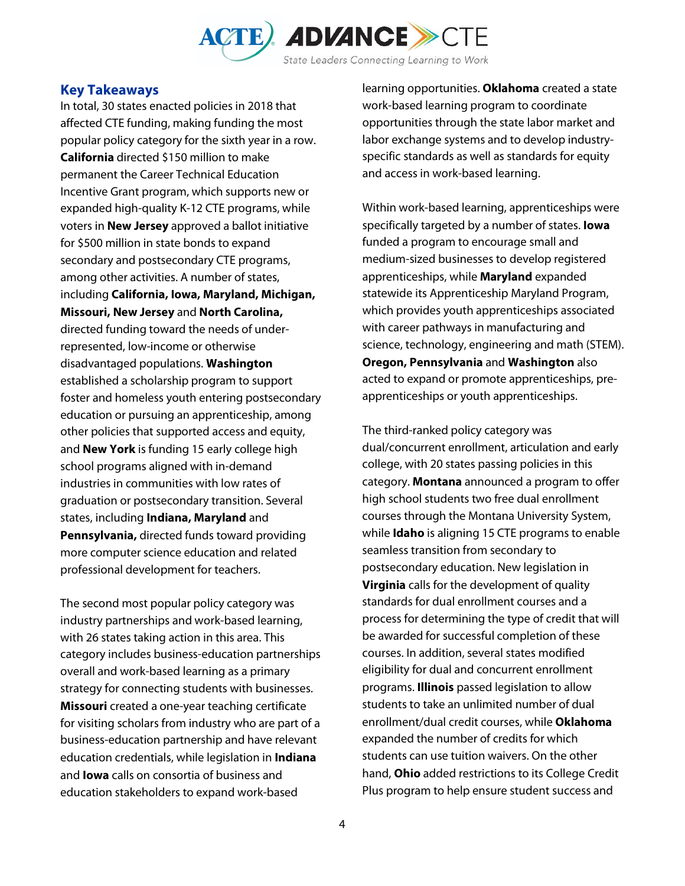## Key Takeaways

In total, 30 states enacted policies in 2018 that affected CTE funding, making funding the most popular policy category for the sixth year in a row. **California** directed $150 million to make permanent the Career Technical Education Incentive Grant program, which supports new or expanded high-quality K-12 CTE programs, while voters in **New Jersey** approved a ballot initiative for $500 million in state bonds to expand secondary and postsecondary CTE programs, among other activities. A number of states, including **California, Iowa, Maryland, Michigan, Missouri, New Jersey** and **North Carolina,** directed funding toward the needs of under-represented, low-income or otherwise disadvantaged populations. **Washington** established a scholarship program to support foster and homeless youth entering postsecondary education or pursuing an apprenticeship, among other policies that supported access and equity, and **New York** is funding 15 early college high school programs aligned with in-demand industries in communities with low rates of graduation or postsecondary transition. Several states, including **Indiana, Maryland** and **Pennsylvania,** directed funds toward providing more computer science education and related professional development for teachers.

The second most popular policy category was industry partnerships and work-based learning, with 26 states taking action in this area. This category includes business-education partnerships overall and work-based learning as a primary strategy for connecting students with businesses. **Missouri** created a one-year teaching certificate for visiting scholars from industry who are part of a business-education partnership and have relevant education credentials, while legislation in **Indiana** and **Iowa** calls on consortia of business and education stakeholders to expand work-based learning opportunities. **Oklahoma** created a state work-based learning program to coordinate opportunities through the state labor market and labor exchange systems and to develop industry-specific standards as well as standards for equity and access in work-based learning.

Within work-based learning, apprenticeships were specifically targeted by a number of states. **Iowa** funded a program to encourage small and medium-sized businesses to develop registered apprenticeships, while **Maryland** expanded statewide its Apprenticeship Maryland Program, which provides youth apprenticeships associated with career pathways in manufacturing and science, technology, engineering and math (STEM). **Oregon, Pennsylvania** and **Washington** also acted to expand or promote apprenticeships, pre-apprenticeships or youth apprenticeships.

The third-ranked policy category was dual/concurrent enrollment, articulation and early college, with 20 states passing policies in this category. **Montana** announced a program to offer high school students two free dual enrollment courses through the Montana University System, while **Idaho** is aligning 15 CTE programs to enable seamless transition from secondary to postsecondary education. New legislation in **Virginia** calls for the development of quality standards for dual enrollment courses and a process for determining the type of credit that will be awarded for successful completion of these courses. In addition, several states modified eligibility for dual and concurrent enrollment programs. **Illinois** passed legislation to allow students to take an unlimited number of dual enrollment/dual credit courses, while **Oklahoma** expanded the number of credits for which students can use tuition waivers. On the other hand, **Ohio** added restrictions to its College Credit Plus program to help ensure student success and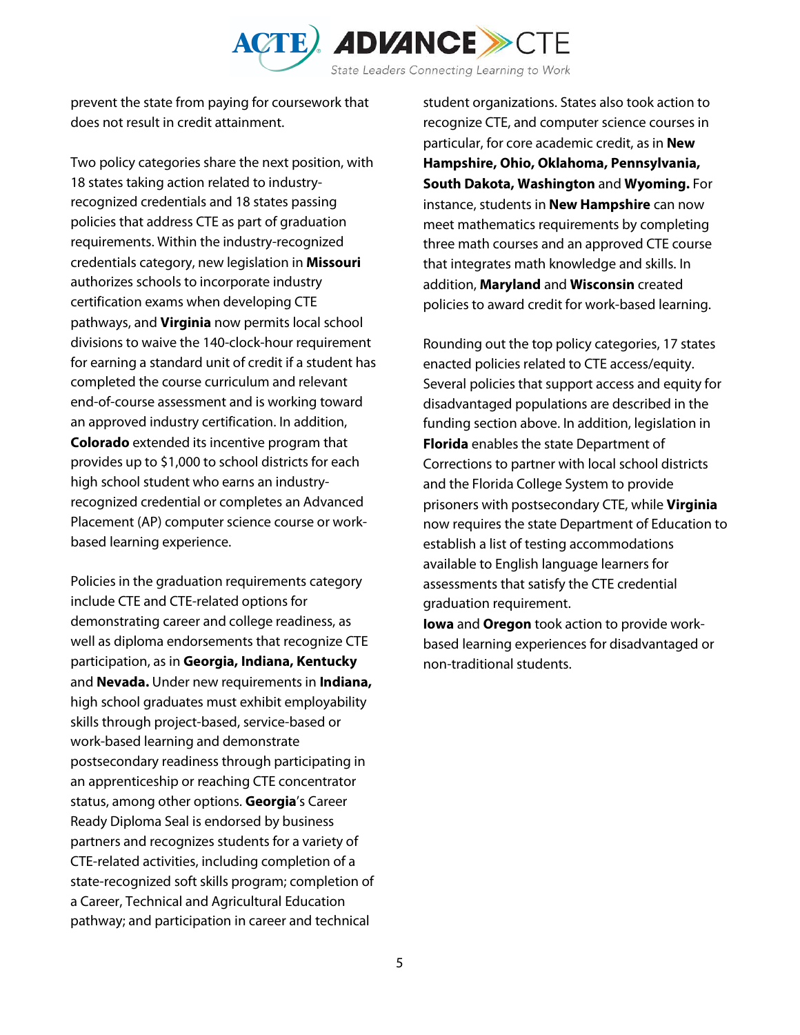prevent the state from paying for coursework that does not result in credit attainment.

Two policy categories share the next position, with 18 states taking action related to industry-recognized credentials and 18 states passing policies that address CTE as part of graduation requirements. Within the industry-recognized credentials category, new legislation in **Missouri** authorizes schools to incorporate industry certification exams when developing CTE pathways, and **Virginia** now permits local school divisions to waive the 140-clock-hour requirement for earning a standard unit of credit if a student has completed the course curriculum and relevant end-of-course assessment and is working toward an approved industry certification. In addition, **Colorado** extended its incentive program that provides up to $1,000 to school districts for each high school student who earns an industry-recognized credential or completes an Advanced Placement (AP) computer science course or work-based learning experience.

Policies in the graduation requirements category include CTE and CTE-related options for demonstrating career and college readiness, as well as diploma endorsements that recognize CTE participation, as in **Georgia, Indiana, Kentucky** and **Nevada.** Under new requirements in **Indiana,** high school graduates must exhibit employability skills through project-based, service-based or work-based learning and demonstrate postsecondary readiness through participating in an apprenticeship or reaching CTE concentrator status, among other options. **Georgia**'s Career Ready Diploma Seal is endorsed by business partners and recognizes students for a variety of CTE-related activities, including completion of a state-recognized soft skills program; completion of a Career, Technical and Agricultural Education pathway; and participation in career and technical student organizations. States also took action to recognize CTE, and computer science courses in particular, for core academic credit, as in **New Hampshire, Ohio, Oklahoma, Pennsylvania, South Dakota, Washington** and **Wyoming.** For instance, students in **New Hampshire** can now meet mathematics requirements by completing three math courses and an approved CTE course that integrates math knowledge and skills. In addition, **Maryland** and **Wisconsin** created policies to award credit for work-based learning.

Rounding out the top policy categories, 17 states enacted policies related to CTE access/equity. Several policies that support access and equity for disadvantaged populations are described in the funding section above. In addition, legislation in **Florida** enables the state Department of Corrections to partner with local school districts and the Florida College System to provide prisoners with postsecondary CTE, while **Virginia** now requires the state Department of Education to establish a list of testing accommodations available to English language learners for assessments that satisfy the CTE credential graduation requirement.
**Iowa** and **Oregon** took action to provide work-based learning experiences for disadvantaged or non-traditional students.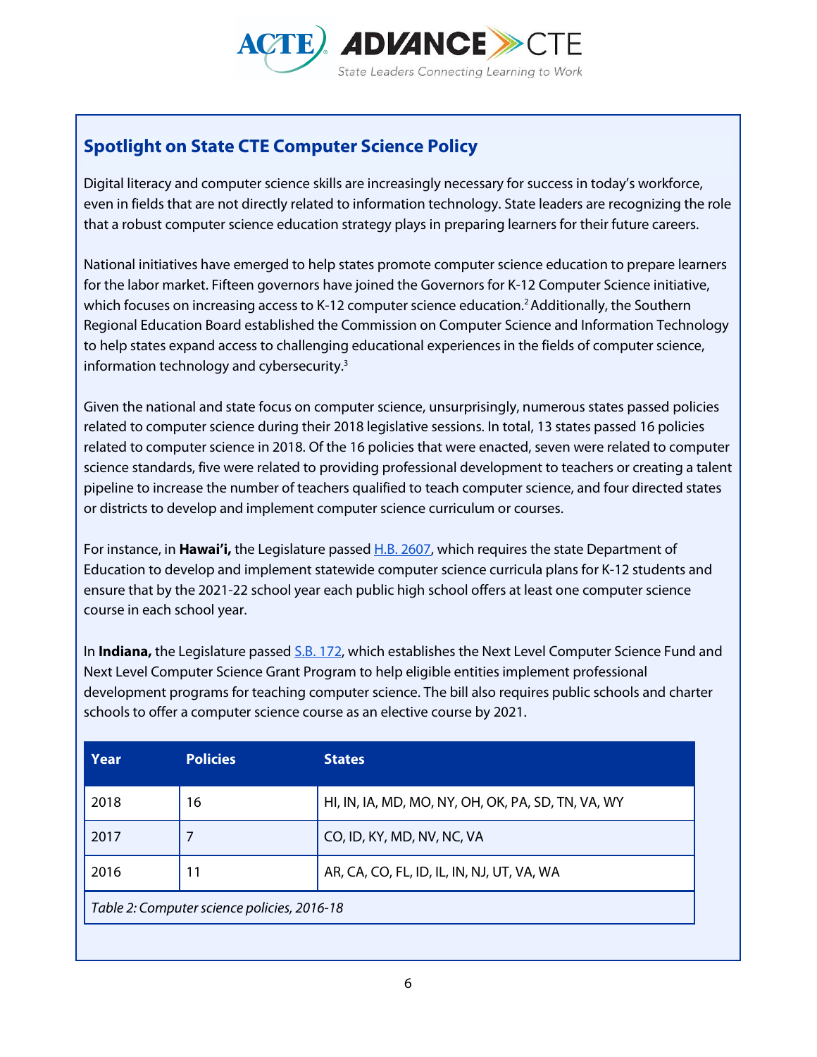## Spotlight on State CTE Computer Science Policy

Digital literacy and computer science skills are increasingly necessary for success in today's workforce, even in fields that are not directly related to information technology. State leaders are recognizing the role that a robust computer science education strategy plays in preparing learners for their future careers.

National initiatives have emerged to help states promote computer science education to prepare learners for the labor market. Fifteen governors have joined the Governors for K-12 Computer Science initiative, which focuses on increasing access to K-12 computer science education.[2] Additionally, the Southern Regional Education Board established the Commission on Computer Science and Information Technology to help states expand access to challenging educational experiences in the fields of computer science, information technology and cybersecurity.[3]

Given the national and state focus on computer science, unsurprisingly, numerous states passed policies related to computer science during their 2018 legislative sessions. In total, 13 states passed 16 policies related to computer science in 2018. Of the 16 policies that were enacted, seven were related to computer science standards, five were related to providing professional development to teachers or creating a talent pipeline to increase the number of teachers qualified to teach computer science, and four directed states or districts to develop and implement computer science curriculum or courses.

For instance, in **Hawai'i,** the Legislature passed H.B. 2607, which requires the state Department of Education to develop and implement statewide computer science curricula plans for K-12 students and ensure that by the 2021-22 school year each public high school offers at least one computer science course in each school year.

In **Indiana,** the Legislature passed S.B. 172, which establishes the Next Level Computer Science Fund and Next Level Computer Science Grant Program to help eligible entities implement professional development programs for teaching computer science. The bill also requires public schools and charter schools to offer a computer science course as an elective course by 2021.

| Year | Policies | States |
| --- | --- | --- |
| 2018 | 16 | HI, IN, IA, MD, MO, NY, OH, OK, PA, SD, TN, VA, WY |
| 2017 | 7 | CO, ID, KY, MD, NV, NC, VA |
| 2016 | 11 | AR, CA, CO, FL, ID, IL, IN, NJ, UT, VA, WA |

*Table 2: Computer science policies, 2016-18*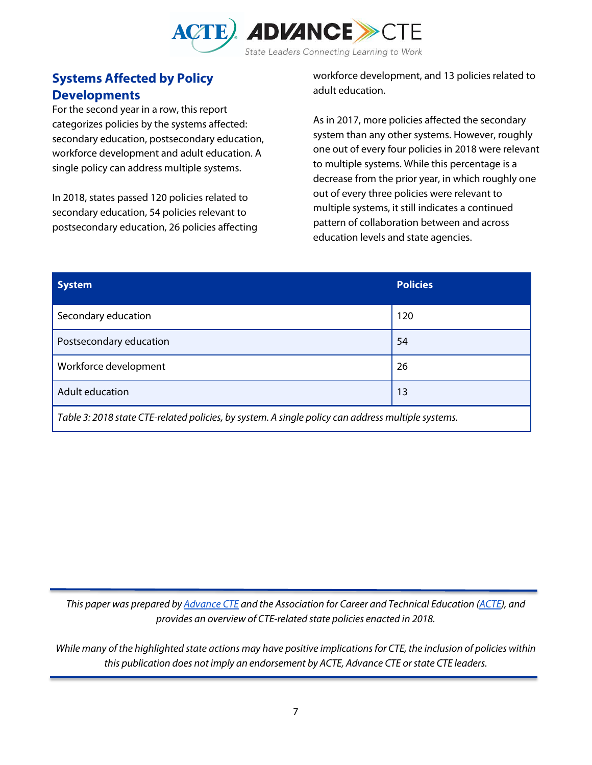## Systems Affected by Policy Developments

For the second year in a row, this report categorizes policies by the systems affected: secondary education, postsecondary education, workforce development and adult education. A single policy can address multiple systems.

In 2018, states passed 120 policies related to secondary education, 54 policies relevant to postsecondary education, 26 policies affecting workforce development, and 13 policies related to adult education.

As in 2017, more policies affected the secondary system than any other systems. However, roughly one out of every four policies in 2018 were relevant to multiple systems. While this percentage is a decrease from the prior year, in which roughly one out of every three policies were relevant to multiple systems, it still indicates a continued pattern of collaboration between and across education levels and state agencies.

| System | Policies |
|---|---|
| Secondary education | 120 |
| Postsecondary education | 54 |
| Workforce development | 26 |
| Adult education | 13 |

*Table 3: 2018 state CTE-related policies, by system. A single policy can address multiple systems.*

---

*This paper was prepared by [Advance CTE](#) and the Association for Career and Technical Education ([ACTE](#)), and provides an overview of CTE-related state policies enacted in 2018.*

*While many of the highlighted state actions may have positive implications for CTE, the inclusion of policies within this publication does not imply an endorsement by ACTE, Advance CTE or state CTE leaders.*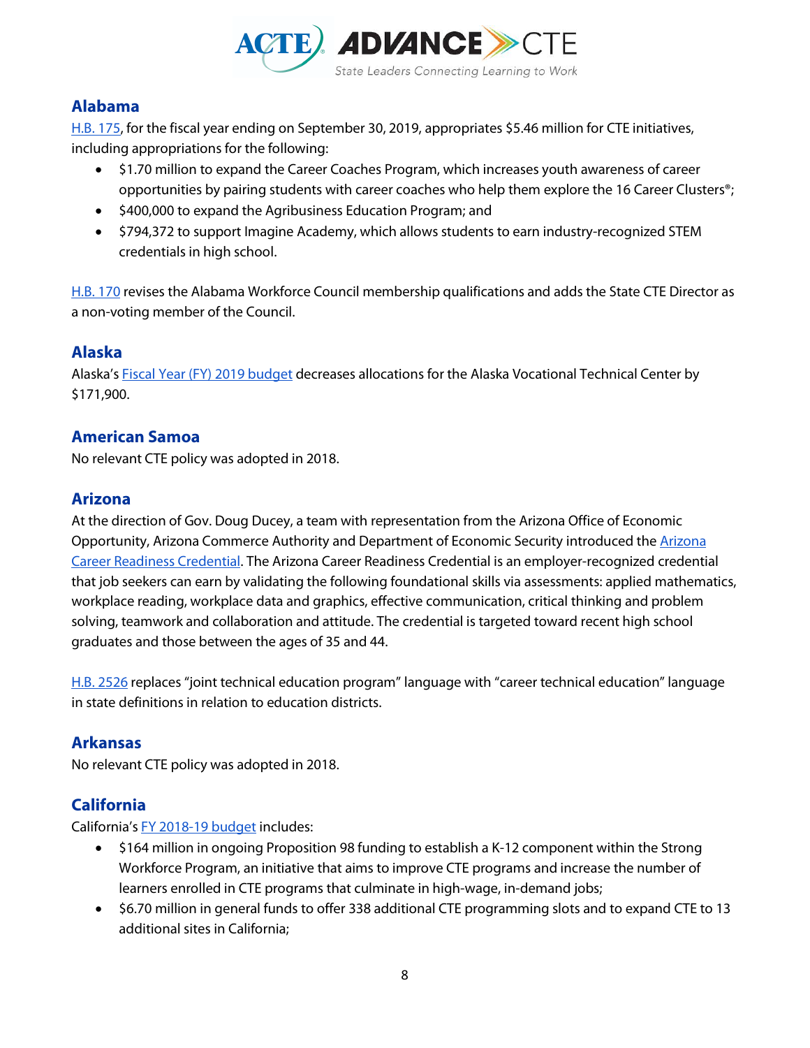## Alabama

H.B. 175, for the fiscal year ending on September 30, 2019, appropriates $5.46 million for CTE initiatives, including appropriations for the following:

- $1.70 million to expand the Career Coaches Program, which increases youth awareness of career opportunities by pairing students with career coaches who help them explore the 16 Career Clusters®;
- $400,000 to expand the Agribusiness Education Program; and
- $794,372 to support Imagine Academy, which allows students to earn industry-recognized STEM credentials in high school.

H.B. 170 revises the Alabama Workforce Council membership qualifications and adds the State CTE Director as a non-voting member of the Council.

## Alaska

Alaska's Fiscal Year (FY) 2019 budget decreases allocations for the Alaska Vocational Technical Center by $171,900.

## American Samoa

No relevant CTE policy was adopted in 2018.

## Arizona

At the direction of Gov. Doug Ducey, a team with representation from the Arizona Office of Economic Opportunity, Arizona Commerce Authority and Department of Economic Security introduced the Arizona Career Readiness Credential. The Arizona Career Readiness Credential is an employer-recognized credential that job seekers can earn by validating the following foundational skills via assessments: applied mathematics, workplace reading, workplace data and graphics, effective communication, critical thinking and problem solving, teamwork and collaboration and attitude. The credential is targeted toward recent high school graduates and those between the ages of 35 and 44.

H.B. 2526 replaces "joint technical education program" language with "career technical education" language in state definitions in relation to education districts.

## Arkansas

No relevant CTE policy was adopted in 2018.

## California

California's FY 2018-19 budget includes:

- $164 million in ongoing Proposition 98 funding to establish a K-12 component within the Strong Workforce Program, an initiative that aims to improve CTE programs and increase the number of learners enrolled in CTE programs that culminate in high-wage, in-demand jobs;
- $6.70 million in general funds to offer 338 additional CTE programming slots and to expand CTE to 13 additional sites in California;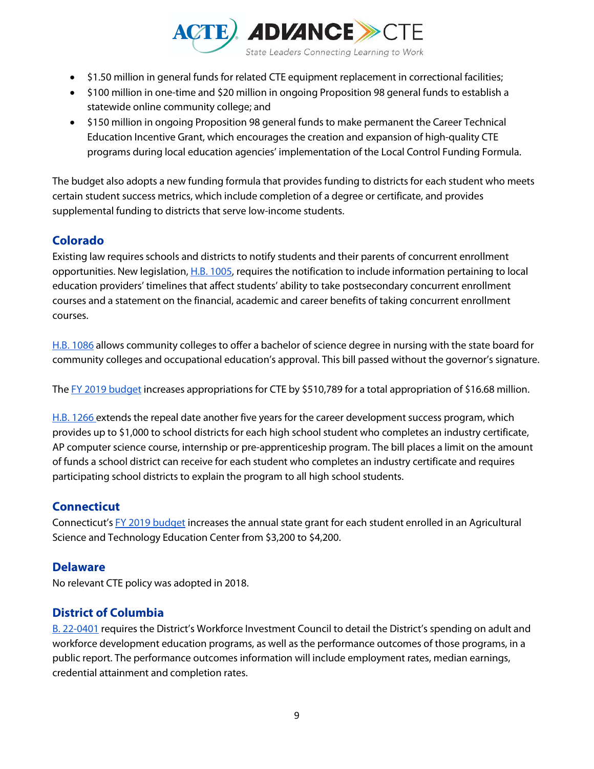- $1.50 million in general funds for related CTE equipment replacement in correctional facilities;
- $100 million in one-time and $20 million in ongoing Proposition 98 general funds to establish a statewide online community college; and
- $150 million in ongoing Proposition 98 general funds to make permanent the Career Technical Education Incentive Grant, which encourages the creation and expansion of high-quality CTE programs during local education agencies' implementation of the Local Control Funding Formula.

The budget also adopts a new funding formula that provides funding to districts for each student who meets certain student success metrics, which include completion of a degree or certificate, and provides supplemental funding to districts that serve low-income students.

## Colorado

Existing law requires schools and districts to notify students and their parents of concurrent enrollment opportunities. New legislation, H.B. 1005, requires the notification to include information pertaining to local education providers' timelines that affect students' ability to take postsecondary concurrent enrollment courses and a statement on the financial, academic and career benefits of taking concurrent enrollment courses.

H.B. 1086 allows community colleges to offer a bachelor of science degree in nursing with the state board for community colleges and occupational education's approval. This bill passed without the governor's signature.

The FY 2019 budget increases appropriations for CTE by $510,789 for a total appropriation of $16.68 million.

H.B. 1266 extends the repeal date another five years for the career development success program, which provides up to $1,000 to school districts for each high school student who completes an industry certificate, AP computer science course, internship or pre-apprenticeship program. The bill places a limit on the amount of funds a school district can receive for each student who completes an industry certificate and requires participating school districts to explain the program to all high school students.

## Connecticut

Connecticut's FY 2019 budget increases the annual state grant for each student enrolled in an Agricultural Science and Technology Education Center from $3,200 to $4,200.

## Delaware

No relevant CTE policy was adopted in 2018.

## District of Columbia

B. 22-0401 requires the District's Workforce Investment Council to detail the District's spending on adult and workforce development education programs, as well as the performance outcomes of those programs, in a public report. The performance outcomes information will include employment rates, median earnings, credential attainment and completion rates.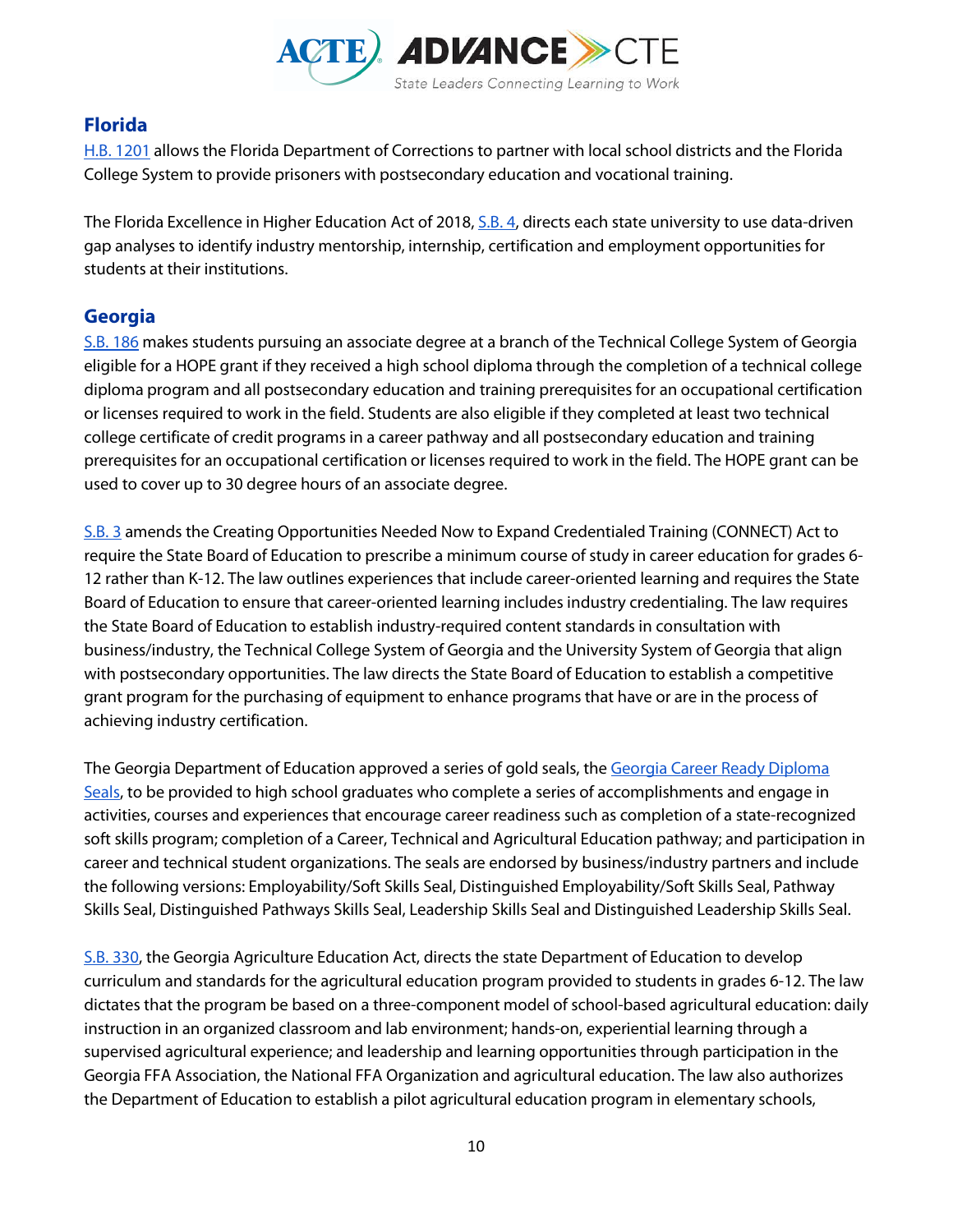## Florida

H.B. 1201 allows the Florida Department of Corrections to partner with local school districts and the Florida College System to provide prisoners with postsecondary education and vocational training.

The Florida Excellence in Higher Education Act of 2018, S.B. 4, directs each state university to use data-driven gap analyses to identify industry mentorship, internship, certification and employment opportunities for students at their institutions.

## Georgia

S.B. 186 makes students pursuing an associate degree at a branch of the Technical College System of Georgia eligible for a HOPE grant if they received a high school diploma through the completion of a technical college diploma program and all postsecondary education and training prerequisites for an occupational certification or licenses required to work in the field. Students are also eligible if they completed at least two technical college certificate of credit programs in a career pathway and all postsecondary education and training prerequisites for an occupational certification or licenses required to work in the field. The HOPE grant can be used to cover up to 30 degree hours of an associate degree.

S.B. 3 amends the Creating Opportunities Needed Now to Expand Credentialed Training (CONNECT) Act to require the State Board of Education to prescribe a minimum course of study in career education for grades 6-12 rather than K-12. The law outlines experiences that include career-oriented learning and requires the State Board of Education to ensure that career-oriented learning includes industry credentialing. The law requires the State Board of Education to establish industry-required content standards in consultation with business/industry, the Technical College System of Georgia and the University System of Georgia that align with postsecondary opportunities. The law directs the State Board of Education to establish a competitive grant program for the purchasing of equipment to enhance programs that have or are in the process of achieving industry certification.

The Georgia Department of Education approved a series of gold seals, the Georgia Career Ready Diploma Seals, to be provided to high school graduates who complete a series of accomplishments and engage in activities, courses and experiences that encourage career readiness such as completion of a state-recognized soft skills program; completion of a Career, Technical and Agricultural Education pathway; and participation in career and technical student organizations. The seals are endorsed by business/industry partners and include the following versions: Employability/Soft Skills Seal, Distinguished Employability/Soft Skills Seal, Pathway Skills Seal, Distinguished Pathways Skills Seal, Leadership Skills Seal and Distinguished Leadership Skills Seal.

S.B. 330, the Georgia Agriculture Education Act, directs the state Department of Education to develop curriculum and standards for the agricultural education program provided to students in grades 6-12. The law dictates that the program be based on a three-component model of school-based agricultural education: daily instruction in an organized classroom and lab environment; hands-on, experiential learning through a supervised agricultural experience; and leadership and learning opportunities through participation in the Georgia FFA Association, the National FFA Organization and agricultural education. The law also authorizes the Department of Education to establish a pilot agricultural education program in elementary schools,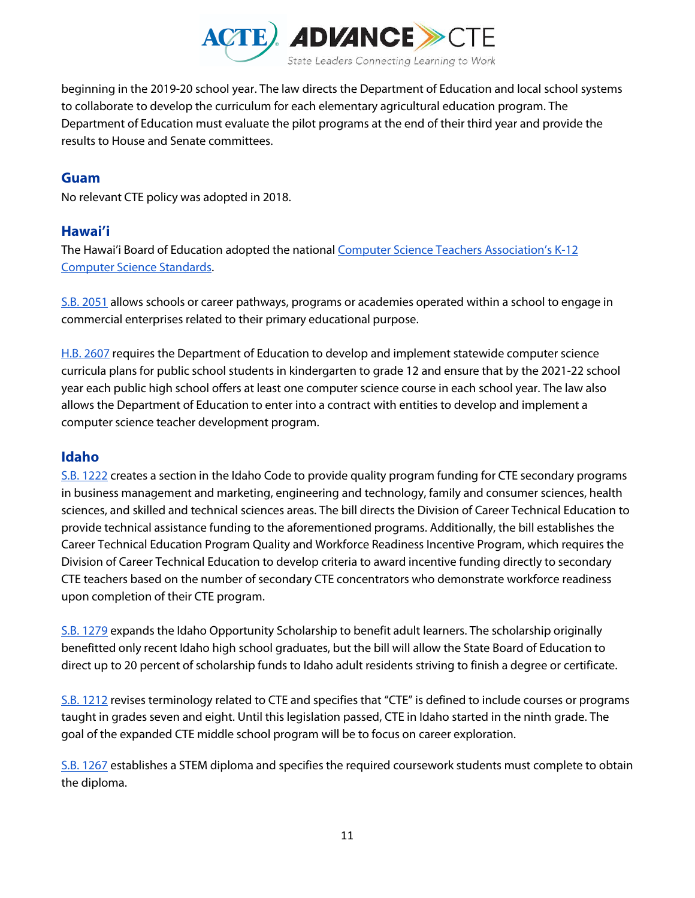beginning in the 2019-20 school year. The law directs the Department of Education and local school systems to collaborate to develop the curriculum for each elementary agricultural education program. The Department of Education must evaluate the pilot programs at the end of their third year and provide the results to House and Senate committees.

### Guam

No relevant CTE policy was adopted in 2018.

### Hawai'i

The Hawai'i Board of Education adopted the national Computer Science Teachers Association's K-12 Computer Science Standards.

S.B. 2051 allows schools or career pathways, programs or academies operated within a school to engage in commercial enterprises related to their primary educational purpose.

H.B. 2607 requires the Department of Education to develop and implement statewide computer science curricula plans for public school students in kindergarten to grade 12 and ensure that by the 2021-22 school year each public high school offers at least one computer science course in each school year. The law also allows the Department of Education to enter into a contract with entities to develop and implement a computer science teacher development program.

### Idaho

S.B. 1222 creates a section in the Idaho Code to provide quality program funding for CTE secondary programs in business management and marketing, engineering and technology, family and consumer sciences, health sciences, and skilled and technical sciences areas. The bill directs the Division of Career Technical Education to provide technical assistance funding to the aforementioned programs. Additionally, the bill establishes the Career Technical Education Program Quality and Workforce Readiness Incentive Program, which requires the Division of Career Technical Education to develop criteria to award incentive funding directly to secondary CTE teachers based on the number of secondary CTE concentrators who demonstrate workforce readiness upon completion of their CTE program.

S.B. 1279 expands the Idaho Opportunity Scholarship to benefit adult learners. The scholarship originally benefitted only recent Idaho high school graduates, but the bill will allow the State Board of Education to direct up to 20 percent of scholarship funds to Idaho adult residents striving to finish a degree or certificate.

S.B. 1212 revises terminology related to CTE and specifies that "CTE" is defined to include courses or programs taught in grades seven and eight. Until this legislation passed, CTE in Idaho started in the ninth grade. The goal of the expanded CTE middle school program will be to focus on career exploration.

S.B. 1267 establishes a STEM diploma and specifies the required coursework students must complete to obtain the diploma.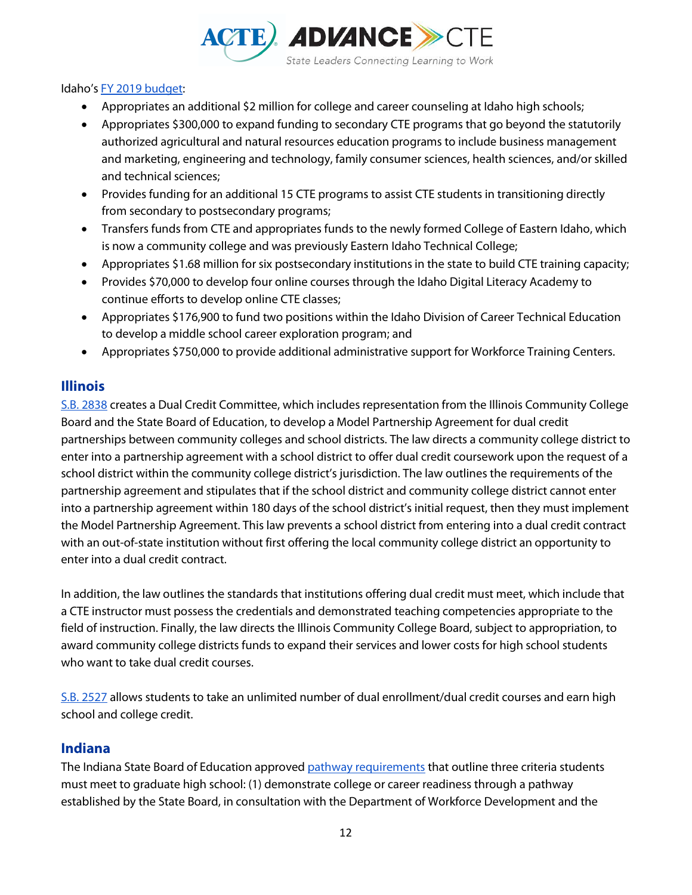Idaho's FY 2019 budget:

- Appropriates an additional $2 million for college and career counseling at Idaho high schools;
- Appropriates $300,000 to expand funding to secondary CTE programs that go beyond the statutorily authorized agricultural and natural resources education programs to include business management and marketing, engineering and technology, family consumer sciences, health sciences, and/or skilled and technical sciences;
- Provides funding for an additional 15 CTE programs to assist CTE students in transitioning directly from secondary to postsecondary programs;
- Transfers funds from CTE and appropriates funds to the newly formed College of Eastern Idaho, which is now a community college and was previously Eastern Idaho Technical College;
- Appropriates $1.68 million for six postsecondary institutions in the state to build CTE training capacity;
- Provides $70,000 to develop four online courses through the Idaho Digital Literacy Academy to continue efforts to develop online CTE classes;
- Appropriates $176,900 to fund two positions within the Idaho Division of Career Technical Education to develop a middle school career exploration program; and
- Appropriates $750,000 to provide additional administrative support for Workforce Training Centers.

## Illinois

S.B. 2838 creates a Dual Credit Committee, which includes representation from the Illinois Community College Board and the State Board of Education, to develop a Model Partnership Agreement for dual credit partnerships between community colleges and school districts. The law directs a community college district to enter into a partnership agreement with a school district to offer dual credit coursework upon the request of a school district within the community college district's jurisdiction. The law outlines the requirements of the partnership agreement and stipulates that if the school district and community college district cannot enter into a partnership agreement within 180 days of the school district's initial request, then they must implement the Model Partnership Agreement. This law prevents a school district from entering into a dual credit contract with an out-of-state institution without first offering the local community college district an opportunity to enter into a dual credit contract.

In addition, the law outlines the standards that institutions offering dual credit must meet, which include that a CTE instructor must possess the credentials and demonstrated teaching competencies appropriate to the field of instruction. Finally, the law directs the Illinois Community College Board, subject to appropriation, to award community college districts funds to expand their services and lower costs for high school students who want to take dual credit courses.

S.B. 2527 allows students to take an unlimited number of dual enrollment/dual credit courses and earn high school and college credit.

## Indiana

The Indiana State Board of Education approved pathway requirements that outline three criteria students must meet to graduate high school: (1) demonstrate college or career readiness through a pathway established by the State Board, in consultation with the Department of Workforce Development and the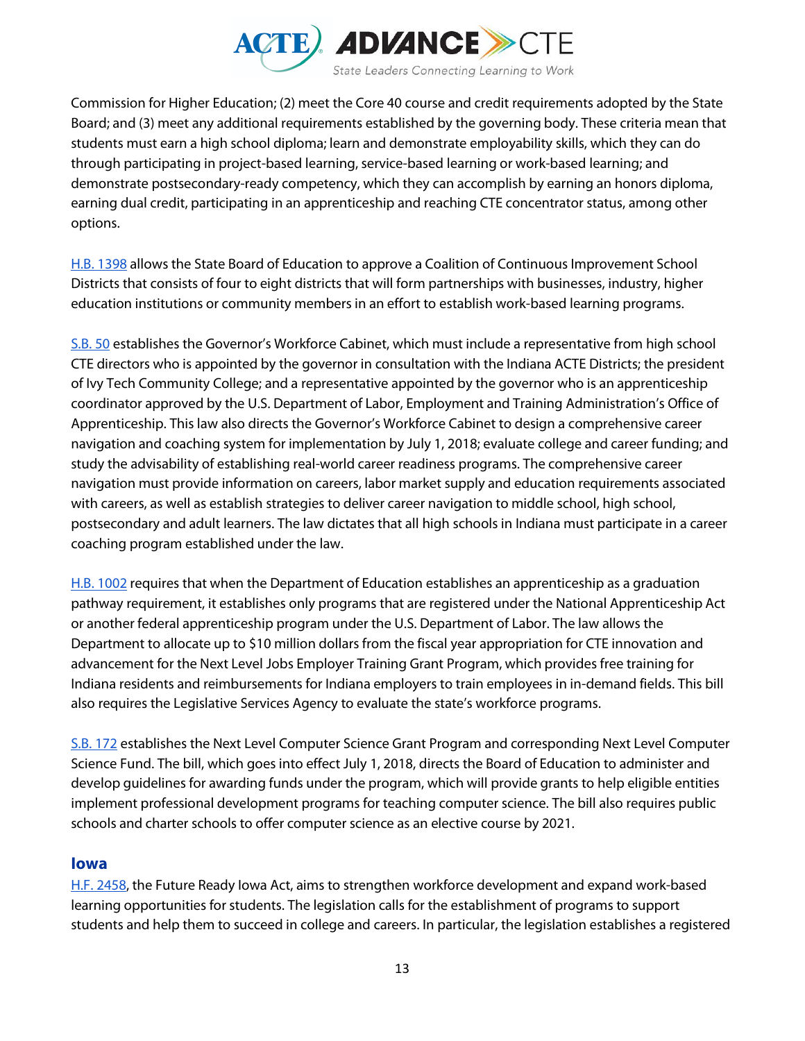Commission for Higher Education; (2) meet the Core 40 course and credit requirements adopted by the State Board; and (3) meet any additional requirements established by the governing body. These criteria mean that students must earn a high school diploma; learn and demonstrate employability skills, which they can do through participating in project-based learning, service-based learning or work-based learning; and demonstrate postsecondary-ready competency, which they can accomplish by earning an honors diploma, earning dual credit, participating in an apprenticeship and reaching CTE concentrator status, among other options.

H.B. 1398 allows the State Board of Education to approve a Coalition of Continuous Improvement School Districts that consists of four to eight districts that will form partnerships with businesses, industry, higher education institutions or community members in an effort to establish work-based learning programs.

S.B. 50 establishes the Governor's Workforce Cabinet, which must include a representative from high school CTE directors who is appointed by the governor in consultation with the Indiana ACTE Districts; the president of Ivy Tech Community College; and a representative appointed by the governor who is an apprenticeship coordinator approved by the U.S. Department of Labor, Employment and Training Administration's Office of Apprenticeship. This law also directs the Governor's Workforce Cabinet to design a comprehensive career navigation and coaching system for implementation by July 1, 2018; evaluate college and career funding; and study the advisability of establishing real-world career readiness programs. The comprehensive career navigation must provide information on careers, labor market supply and education requirements associated with careers, as well as establish strategies to deliver career navigation to middle school, high school, postsecondary and adult learners. The law dictates that all high schools in Indiana must participate in a career coaching program established under the law.

H.B. 1002 requires that when the Department of Education establishes an apprenticeship as a graduation pathway requirement, it establishes only programs that are registered under the National Apprenticeship Act or another federal apprenticeship program under the U.S. Department of Labor. The law allows the Department to allocate up to $10 million dollars from the fiscal year appropriation for CTE innovation and advancement for the Next Level Jobs Employer Training Grant Program, which provides free training for Indiana residents and reimbursements for Indiana employers to train employees in in-demand fields. This bill also requires the Legislative Services Agency to evaluate the state's workforce programs.

S.B. 172 establishes the Next Level Computer Science Grant Program and corresponding Next Level Computer Science Fund. The bill, which goes into effect July 1, 2018, directs the Board of Education to administer and develop guidelines for awarding funds under the program, which will provide grants to help eligible entities implement professional development programs for teaching computer science. The bill also requires public schools and charter schools to offer computer science as an elective course by 2021.

## Iowa

H.F. 2458, the Future Ready Iowa Act, aims to strengthen workforce development and expand work-based learning opportunities for students. The legislation calls for the establishment of programs to support students and help them to succeed in college and careers. In particular, the legislation establishes a registered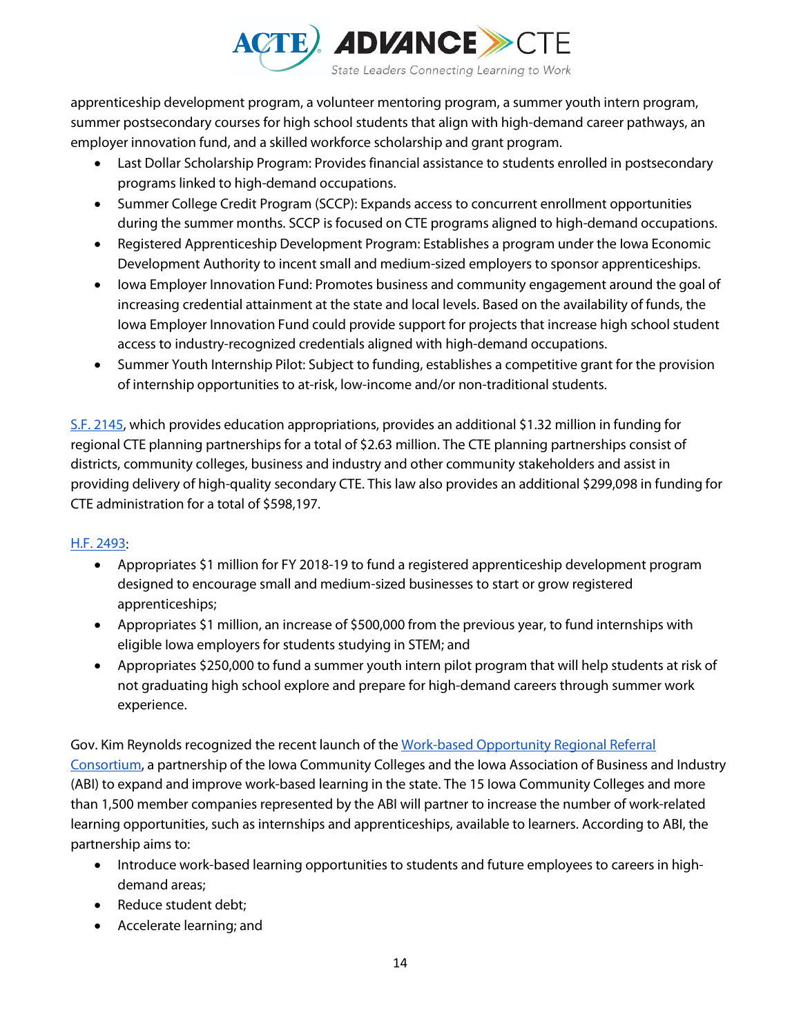apprenticeship development program, a volunteer mentoring program, a summer youth intern program, summer postsecondary courses for high school students that align with high-demand career pathways, an employer innovation fund, and a skilled workforce scholarship and grant program.

- Last Dollar Scholarship Program: Provides financial assistance to students enrolled in postsecondary programs linked to high-demand occupations.
- Summer College Credit Program (SCCP): Expands access to concurrent enrollment opportunities during the summer months. SCCP is focused on CTE programs aligned to high-demand occupations.
- Registered Apprenticeship Development Program: Establishes a program under the Iowa Economic Development Authority to incent small and medium-sized employers to sponsor apprenticeships.
- Iowa Employer Innovation Fund: Promotes business and community engagement around the goal of increasing credential attainment at the state and local levels. Based on the availability of funds, the Iowa Employer Innovation Fund could provide support for projects that increase high school student access to industry-recognized credentials aligned with high-demand occupations.
- Summer Youth Internship Pilot: Subject to funding, establishes a competitive grant for the provision of internship opportunities to at-risk, low-income and/or non-traditional students.

S.F. 2145, which provides education appropriations, provides an additional $1.32 million in funding for regional CTE planning partnerships for a total of $2.63 million. The CTE planning partnerships consist of districts, community colleges, business and industry and other community stakeholders and assist in providing delivery of high-quality secondary CTE. This law also provides an additional $299,098 in funding for CTE administration for a total of $598,197.

H.F. 2493:

- Appropriates $1 million for FY 2018-19 to fund a registered apprenticeship development program designed to encourage small and medium-sized businesses to start or grow registered apprenticeships;
- Appropriates $1 million, an increase of $500,000 from the previous year, to fund internships with eligible Iowa employers for students studying in STEM; and
- Appropriates $250,000 to fund a summer youth intern pilot program that will help students at risk of not graduating high school explore and prepare for high-demand careers through summer work experience.

Gov. Kim Reynolds recognized the recent launch of the Work-based Opportunity Regional Referral Consortium, a partnership of the Iowa Community Colleges and the Iowa Association of Business and Industry (ABI) to expand and improve work-based learning in the state. The 15 Iowa Community Colleges and more than 1,500 member companies represented by the ABI will partner to increase the number of work-related learning opportunities, such as internships and apprenticeships, available to learners. According to ABI, the partnership aims to:

- Introduce work-based learning opportunities to students and future employees to careers in high-demand areas;
- Reduce student debt;
- Accelerate learning; and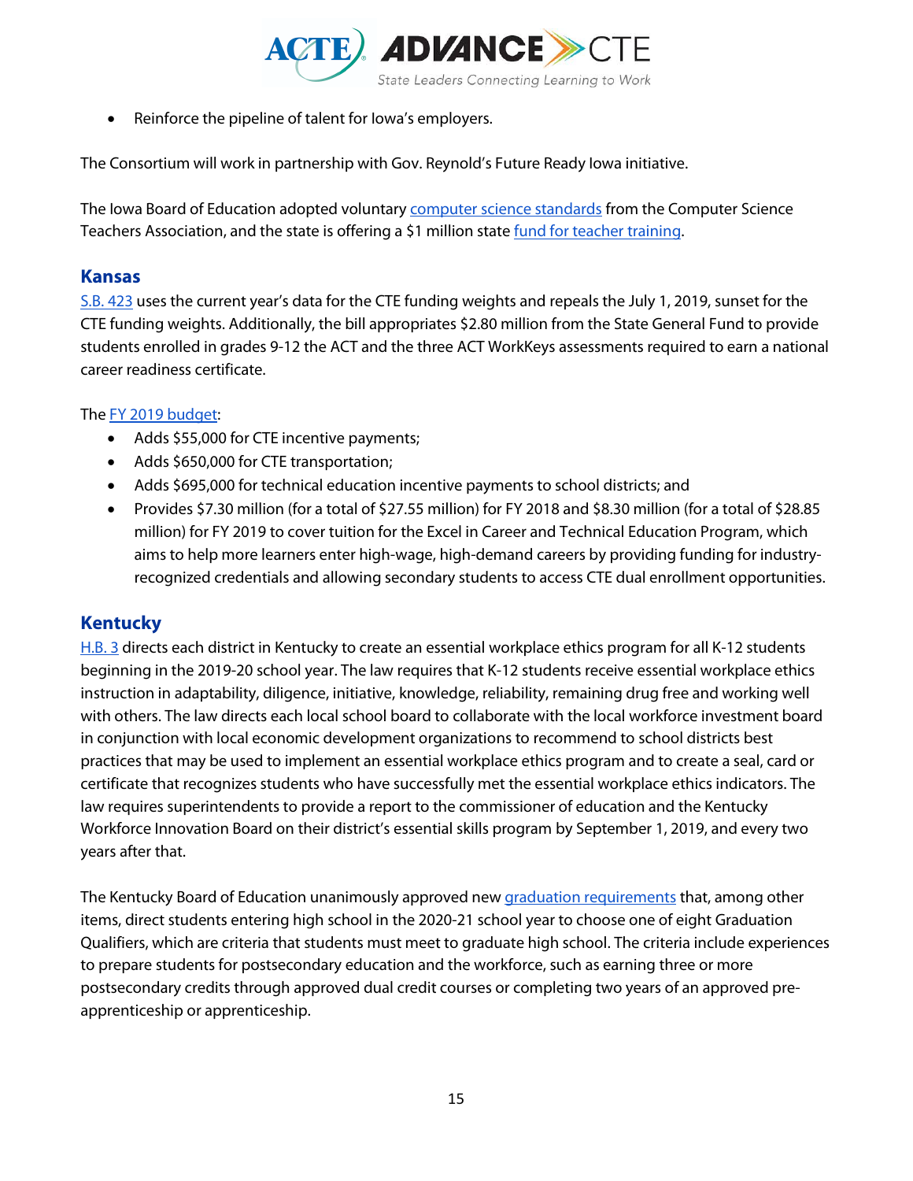- Reinforce the pipeline of talent for Iowa's employers.

The Consortium will work in partnership with Gov. Reynold's Future Ready Iowa initiative.

The Iowa Board of Education adopted voluntary computer science standards from the Computer Science Teachers Association, and the state is offering a $1 million state fund for teacher training.

## Kansas

S.B. 423 uses the current year's data for the CTE funding weights and repeals the July 1, 2019, sunset for the CTE funding weights. Additionally, the bill appropriates $2.80 million from the State General Fund to provide students enrolled in grades 9-12 the ACT and the three ACT WorkKeys assessments required to earn a national career readiness certificate.

The FY 2019 budget:

- Adds $55,000 for CTE incentive payments;
- Adds $650,000 for CTE transportation;
- Adds $695,000 for technical education incentive payments to school districts; and
- Provides $7.30 million (for a total of $27.55 million) for FY 2018 and $8.30 million (for a total of $28.85 million) for FY 2019 to cover tuition for the Excel in Career and Technical Education Program, which aims to help more learners enter high-wage, high-demand careers by providing funding for industry-recognized credentials and allowing secondary students to access CTE dual enrollment opportunities.

## Kentucky

H.B. 3 directs each district in Kentucky to create an essential workplace ethics program for all K-12 students beginning in the 2019-20 school year. The law requires that K-12 students receive essential workplace ethics instruction in adaptability, diligence, initiative, knowledge, reliability, remaining drug free and working well with others. The law directs each local school board to collaborate with the local workforce investment board in conjunction with local economic development organizations to recommend to school districts best practices that may be used to implement an essential workplace ethics program and to create a seal, card or certificate that recognizes students who have successfully met the essential workplace ethics indicators. The law requires superintendents to provide a report to the commissioner of education and the Kentucky Workforce Innovation Board on their district's essential skills program by September 1, 2019, and every two years after that.

The Kentucky Board of Education unanimously approved new graduation requirements that, among other items, direct students entering high school in the 2020-21 school year to choose one of eight Graduation Qualifiers, which are criteria that students must meet to graduate high school. The criteria include experiences to prepare students for postsecondary education and the workforce, such as earning three or more postsecondary credits through approved dual credit courses or completing two years of an approved pre-apprenticeship or apprenticeship.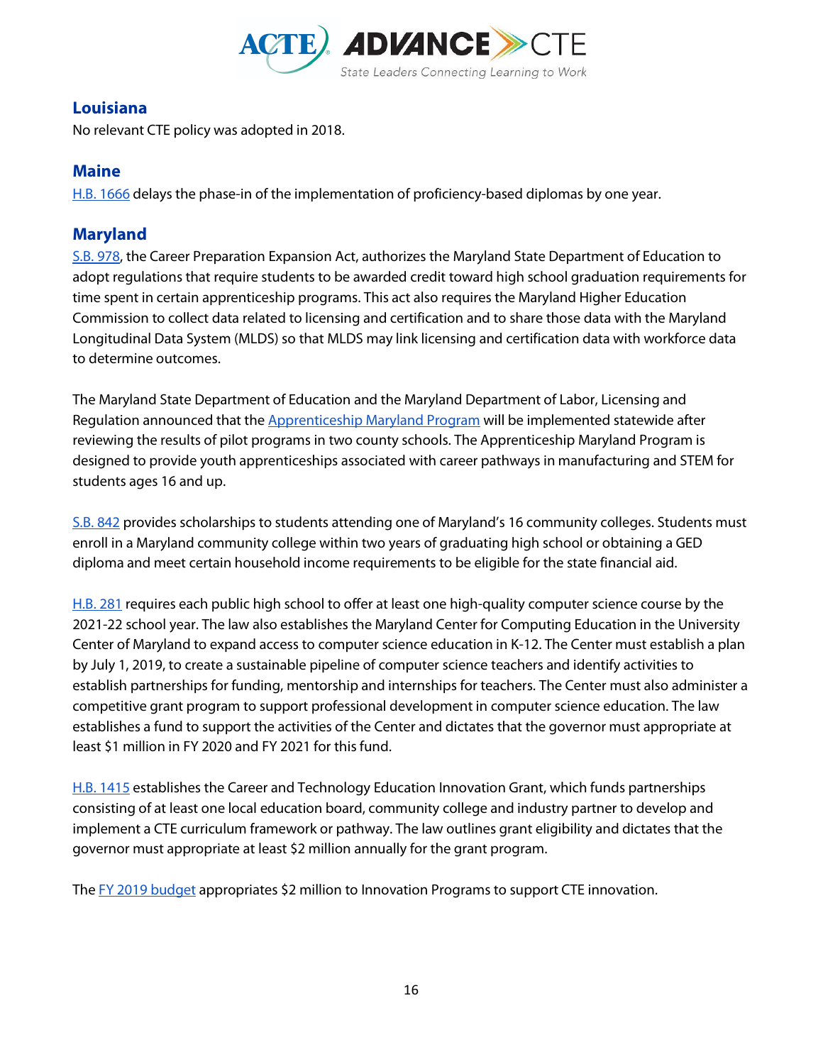## Louisiana

No relevant CTE policy was adopted in 2018.

## Maine

H.B. 1666 delays the phase-in of the implementation of proficiency-based diplomas by one year.

## Maryland

S.B. 978, the Career Preparation Expansion Act, authorizes the Maryland State Department of Education to adopt regulations that require students to be awarded credit toward high school graduation requirements for time spent in certain apprenticeship programs. This act also requires the Maryland Higher Education Commission to collect data related to licensing and certification and to share those data with the Maryland Longitudinal Data System (MLDS) so that MLDS may link licensing and certification data with workforce data to determine outcomes.

The Maryland State Department of Education and the Maryland Department of Labor, Licensing and Regulation announced that the Apprenticeship Maryland Program will be implemented statewide after reviewing the results of pilot programs in two county schools. The Apprenticeship Maryland Program is designed to provide youth apprenticeships associated with career pathways in manufacturing and STEM for students ages 16 and up.

S.B. 842 provides scholarships to students attending one of Maryland's 16 community colleges. Students must enroll in a Maryland community college within two years of graduating high school or obtaining a GED diploma and meet certain household income requirements to be eligible for the state financial aid.

H.B. 281 requires each public high school to offer at least one high-quality computer science course by the 2021-22 school year. The law also establishes the Maryland Center for Computing Education in the University Center of Maryland to expand access to computer science education in K-12. The Center must establish a plan by July 1, 2019, to create a sustainable pipeline of computer science teachers and identify activities to establish partnerships for funding, mentorship and internships for teachers. The Center must also administer a competitive grant program to support professional development in computer science education. The law establishes a fund to support the activities of the Center and dictates that the governor must appropriate at least $1 million in FY 2020 and FY 2021 for this fund.

H.B. 1415 establishes the Career and Technology Education Innovation Grant, which funds partnerships consisting of at least one local education board, community college and industry partner to develop and implement a CTE curriculum framework or pathway. The law outlines grant eligibility and dictates that the governor must appropriate at least $2 million annually for the grant program.

The FY 2019 budget appropriates $2 million to Innovation Programs to support CTE innovation.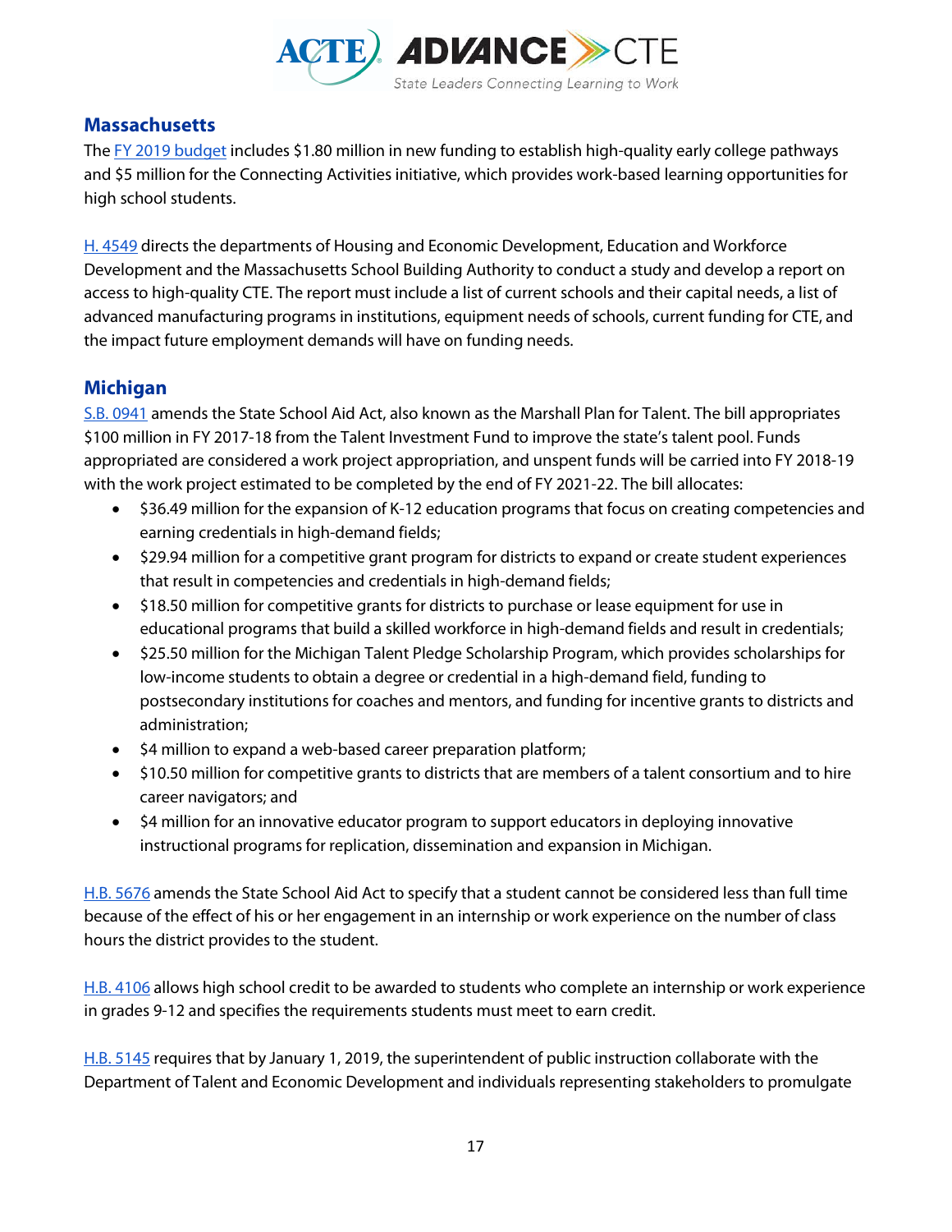## Massachusetts

The FY 2019 budget includes $1.80 million in new funding to establish high-quality early college pathways and $5 million for the Connecting Activities initiative, which provides work-based learning opportunities for high school students.

H. 4549 directs the departments of Housing and Economic Development, Education and Workforce Development and the Massachusetts School Building Authority to conduct a study and develop a report on access to high-quality CTE. The report must include a list of current schools and their capital needs, a list of advanced manufacturing programs in institutions, equipment needs of schools, current funding for CTE, and the impact future employment demands will have on funding needs.

## Michigan

S.B. 0941 amends the State School Aid Act, also known as the Marshall Plan for Talent. The bill appropriates $100 million in FY 2017-18 from the Talent Investment Fund to improve the state's talent pool. Funds appropriated are considered a work project appropriation, and unspent funds will be carried into FY 2018-19 with the work project estimated to be completed by the end of FY 2021-22. The bill allocates:

- $36.49 million for the expansion of K-12 education programs that focus on creating competencies and earning credentials in high-demand fields;
- $29.94 million for a competitive grant program for districts to expand or create student experiences that result in competencies and credentials in high-demand fields;
- $18.50 million for competitive grants for districts to purchase or lease equipment for use in educational programs that build a skilled workforce in high-demand fields and result in credentials;
- $25.50 million for the Michigan Talent Pledge Scholarship Program, which provides scholarships for low-income students to obtain a degree or credential in a high-demand field, funding to postsecondary institutions for coaches and mentors, and funding for incentive grants to districts and administration;
- $4 million to expand a web-based career preparation platform;
- $10.50 million for competitive grants to districts that are members of a talent consortium and to hire career navigators; and
- $4 million for an innovative educator program to support educators in deploying innovative instructional programs for replication, dissemination and expansion in Michigan.

H.B. 5676 amends the State School Aid Act to specify that a student cannot be considered less than full time because of the effect of his or her engagement in an internship or work experience on the number of class hours the district provides to the student.

H.B. 4106 allows high school credit to be awarded to students who complete an internship or work experience in grades 9-12 and specifies the requirements students must meet to earn credit.

H.B. 5145 requires that by January 1, 2019, the superintendent of public instruction collaborate with the Department of Talent and Economic Development and individuals representing stakeholders to promulgate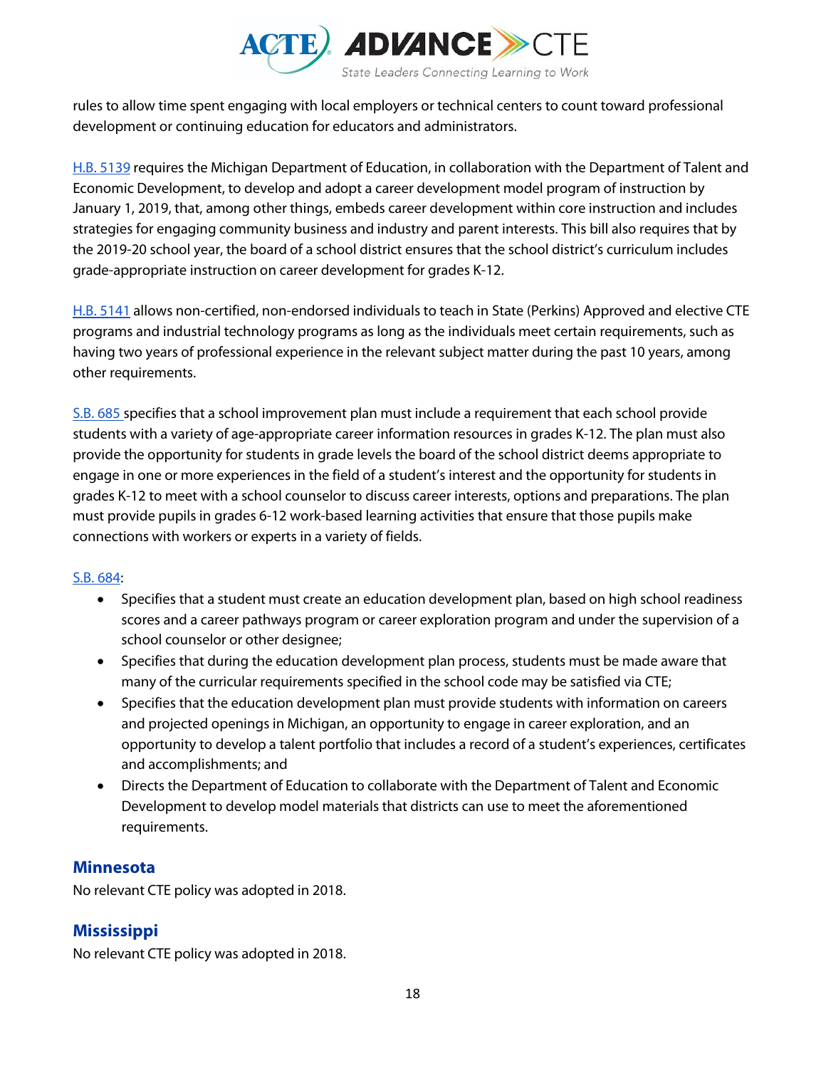rules to allow time spent engaging with local employers or technical centers to count toward professional development or continuing education for educators and administrators.

H.B. 5139 requires the Michigan Department of Education, in collaboration with the Department of Talent and Economic Development, to develop and adopt a career development model program of instruction by January 1, 2019, that, among other things, embeds career development within core instruction and includes strategies for engaging community business and industry and parent interests. This bill also requires that by the 2019-20 school year, the board of a school district ensures that the school district's curriculum includes grade-appropriate instruction on career development for grades K-12.

H.B. 5141 allows non-certified, non-endorsed individuals to teach in State (Perkins) Approved and elective CTE programs and industrial technology programs as long as the individuals meet certain requirements, such as having two years of professional experience in the relevant subject matter during the past 10 years, among other requirements.

S.B. 685 specifies that a school improvement plan must include a requirement that each school provide students with a variety of age-appropriate career information resources in grades K-12. The plan must also provide the opportunity for students in grade levels the board of the school district deems appropriate to engage in one or more experiences in the field of a student's interest and the opportunity for students in grades K-12 to meet with a school counselor to discuss career interests, options and preparations. The plan must provide pupils in grades 6-12 work-based learning activities that ensure that those pupils make connections with workers or experts in a variety of fields.

S.B. 684:

- Specifies that a student must create an education development plan, based on high school readiness scores and a career pathways program or career exploration program and under the supervision of a school counselor or other designee;
- Specifies that during the education development plan process, students must be made aware that many of the curricular requirements specified in the school code may be satisfied via CTE;
- Specifies that the education development plan must provide students with information on careers and projected openings in Michigan, an opportunity to engage in career exploration, and an opportunity to develop a talent portfolio that includes a record of a student's experiences, certificates and accomplishments; and
- Directs the Department of Education to collaborate with the Department of Talent and Economic Development to develop model materials that districts can use to meet the aforementioned requirements.

## Minnesota

No relevant CTE policy was adopted in 2018.

## Mississippi

No relevant CTE policy was adopted in 2018.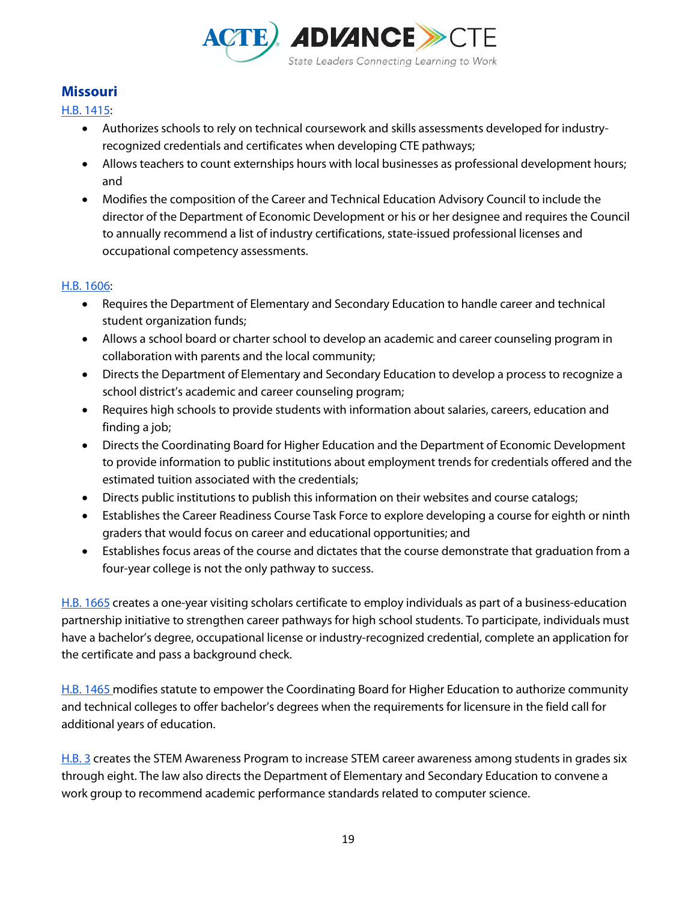## Missouri

H.B. 1415:

- Authorizes schools to rely on technical coursework and skills assessments developed for industry-recognized credentials and certificates when developing CTE pathways;
- Allows teachers to count externships hours with local businesses as professional development hours; and
- Modifies the composition of the Career and Technical Education Advisory Council to include the director of the Department of Economic Development or his or her designee and requires the Council to annually recommend a list of industry certifications, state-issued professional licenses and occupational competency assessments.

H.B. 1606:

- Requires the Department of Elementary and Secondary Education to handle career and technical student organization funds;
- Allows a school board or charter school to develop an academic and career counseling program in collaboration with parents and the local community;
- Directs the Department of Elementary and Secondary Education to develop a process to recognize a school district's academic and career counseling program;
- Requires high schools to provide students with information about salaries, careers, education and finding a job;
- Directs the Coordinating Board for Higher Education and the Department of Economic Development to provide information to public institutions about employment trends for credentials offered and the estimated tuition associated with the credentials;
- Directs public institutions to publish this information on their websites and course catalogs;
- Establishes the Career Readiness Course Task Force to explore developing a course for eighth or ninth graders that would focus on career and educational opportunities; and
- Establishes focus areas of the course and dictates that the course demonstrate that graduation from a four-year college is not the only pathway to success.

H.B. 1665 creates a one-year visiting scholars certificate to employ individuals as part of a business-education partnership initiative to strengthen career pathways for high school students. To participate, individuals must have a bachelor's degree, occupational license or industry-recognized credential, complete an application for the certificate and pass a background check.

H.B. 1465 modifies statute to empower the Coordinating Board for Higher Education to authorize community and technical colleges to offer bachelor's degrees when the requirements for licensure in the field call for additional years of education.

H.B. 3 creates the STEM Awareness Program to increase STEM career awareness among students in grades six through eight. The law also directs the Department of Elementary and Secondary Education to convene a work group to recommend academic performance standards related to computer science.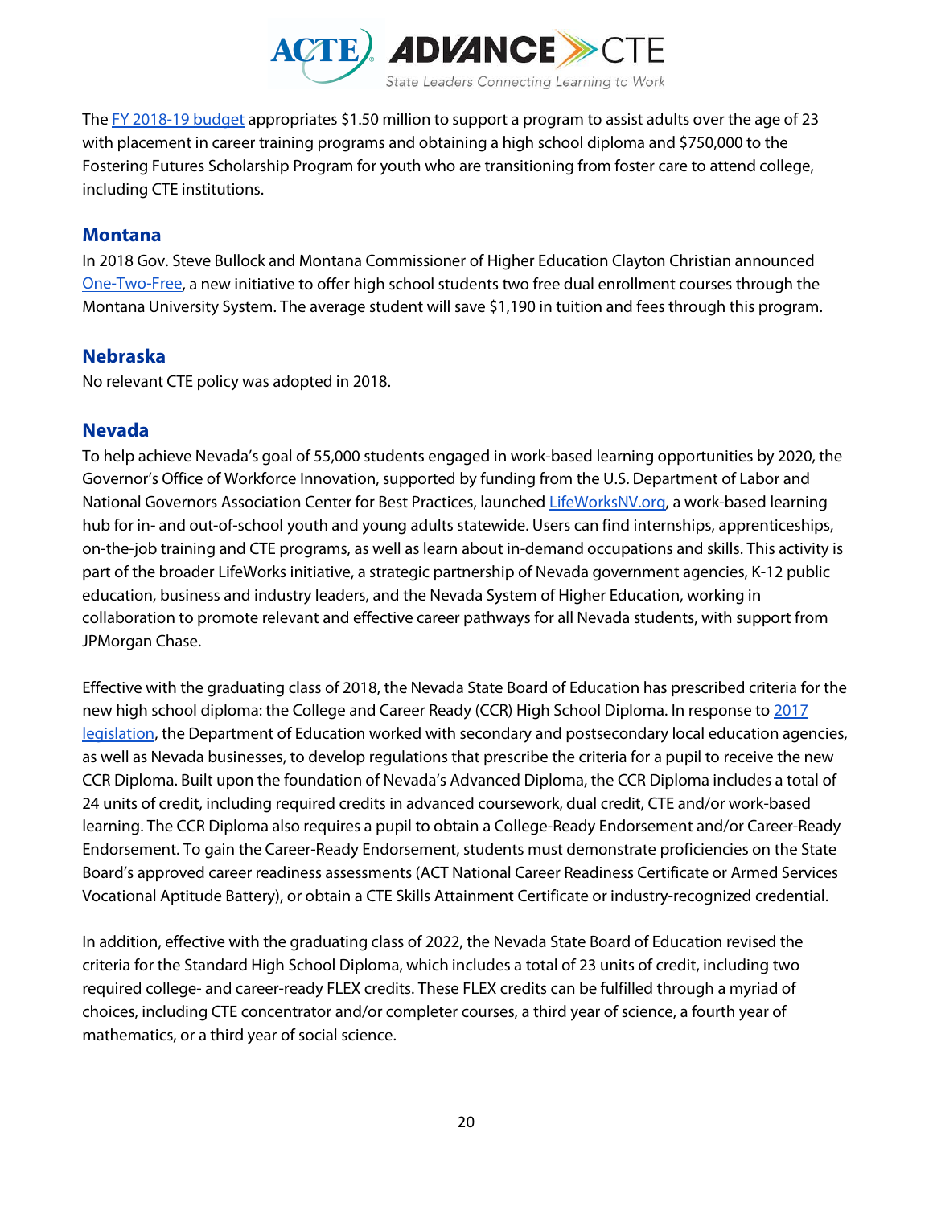The FY 2018-19 budget appropriates $1.50 million to support a program to assist adults over the age of 23 with placement in career training programs and obtaining a high school diploma and $750,000 to the Fostering Futures Scholarship Program for youth who are transitioning from foster care to attend college, including CTE institutions.

## Montana

In 2018 Gov. Steve Bullock and Montana Commissioner of Higher Education Clayton Christian announced One-Two-Free, a new initiative to offer high school students two free dual enrollment courses through the Montana University System. The average student will save $1,190 in tuition and fees through this program.

## Nebraska

No relevant CTE policy was adopted in 2018.

## Nevada

To help achieve Nevada's goal of 55,000 students engaged in work-based learning opportunities by 2020, the Governor's Office of Workforce Innovation, supported by funding from the U.S. Department of Labor and National Governors Association Center for Best Practices, launched LifeWorksNV.org, a work-based learning hub for in- and out-of-school youth and young adults statewide. Users can find internships, apprenticeships, on-the-job training and CTE programs, as well as learn about in-demand occupations and skills. This activity is part of the broader LifeWorks initiative, a strategic partnership of Nevada government agencies, K-12 public education, business and industry leaders, and the Nevada System of Higher Education, working in collaboration to promote relevant and effective career pathways for all Nevada students, with support from JPMorgan Chase.

Effective with the graduating class of 2018, the Nevada State Board of Education has prescribed criteria for the new high school diploma: the College and Career Ready (CCR) High School Diploma. In response to 2017 legislation, the Department of Education worked with secondary and postsecondary local education agencies, as well as Nevada businesses, to develop regulations that prescribe the criteria for a pupil to receive the new CCR Diploma. Built upon the foundation of Nevada's Advanced Diploma, the CCR Diploma includes a total of 24 units of credit, including required credits in advanced coursework, dual credit, CTE and/or work-based learning. The CCR Diploma also requires a pupil to obtain a College-Ready Endorsement and/or Career-Ready Endorsement. To gain the Career-Ready Endorsement, students must demonstrate proficiencies on the State Board's approved career readiness assessments (ACT National Career Readiness Certificate or Armed Services Vocational Aptitude Battery), or obtain a CTE Skills Attainment Certificate or industry-recognized credential.

In addition, effective with the graduating class of 2022, the Nevada State Board of Education revised the criteria for the Standard High School Diploma, which includes a total of 23 units of credit, including two required college- and career-ready FLEX credits. These FLEX credits can be fulfilled through a myriad of choices, including CTE concentrator and/or completer courses, a third year of science, a fourth year of mathematics, or a third year of social science.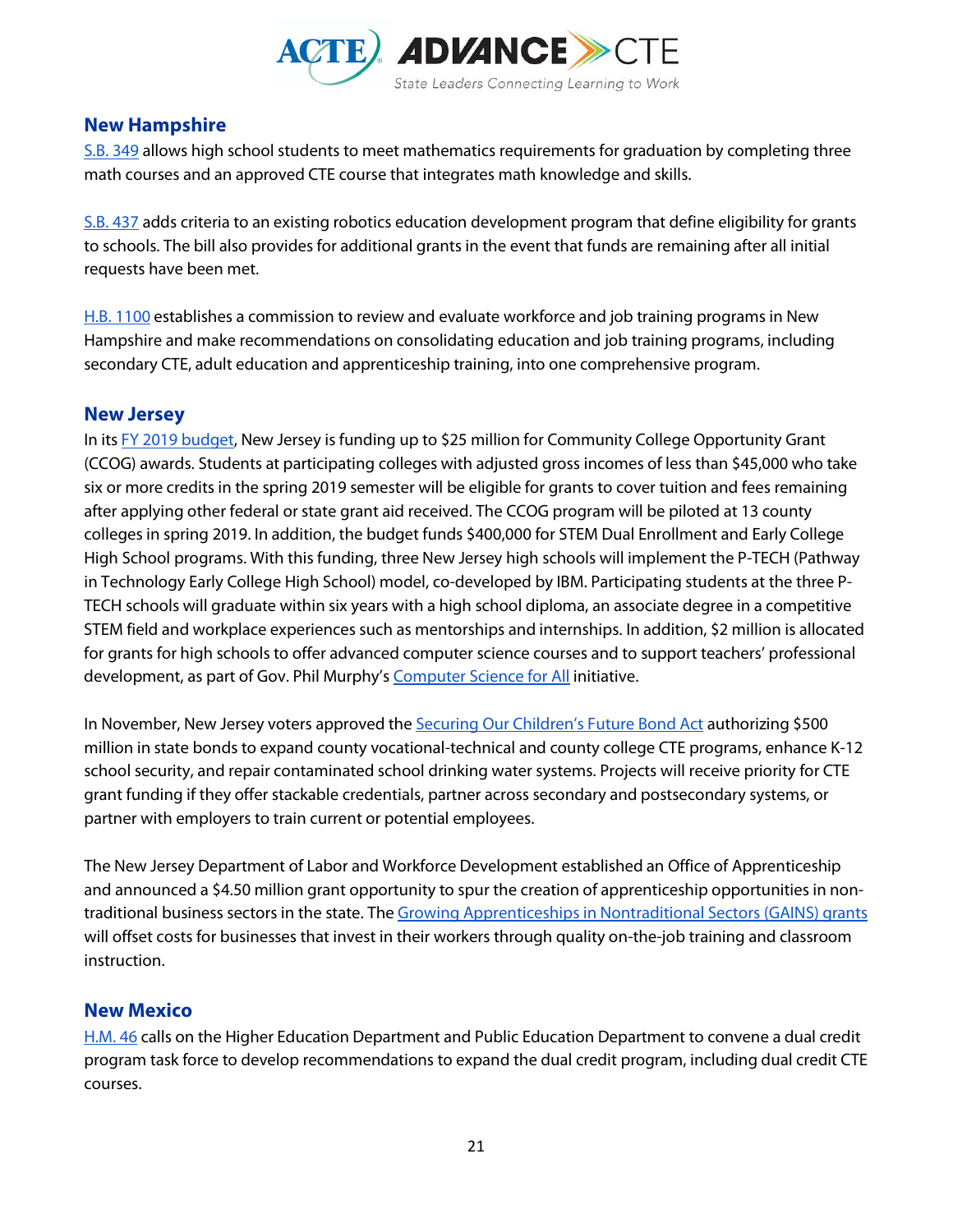## New Hampshire

S.B. 349 allows high school students to meet mathematics requirements for graduation by completing three math courses and an approved CTE course that integrates math knowledge and skills.

S.B. 437 adds criteria to an existing robotics education development program that define eligibility for grants to schools. The bill also provides for additional grants in the event that funds are remaining after all initial requests have been met.

H.B. 1100 establishes a commission to review and evaluate workforce and job training programs in New Hampshire and make recommendations on consolidating education and job training programs, including secondary CTE, adult education and apprenticeship training, into one comprehensive program.

## New Jersey

In its FY 2019 budget, New Jersey is funding up to $25 million for Community College Opportunity Grant (CCOG) awards. Students at participating colleges with adjusted gross incomes of less than $45,000 who take six or more credits in the spring 2019 semester will be eligible for grants to cover tuition and fees remaining after applying other federal or state grant aid received. The CCOG program will be piloted at 13 county colleges in spring 2019. In addition, the budget funds $400,000 for STEM Dual Enrollment and Early College High School programs. With this funding, three New Jersey high schools will implement the P-TECH (Pathway in Technology Early College High School) model, co-developed by IBM. Participating students at the three P-TECH schools will graduate within six years with a high school diploma, an associate degree in a competitive STEM field and workplace experiences such as mentorships and internships. In addition, $2 million is allocated for grants for high schools to offer advanced computer science courses and to support teachers' professional development, as part of Gov. Phil Murphy's Computer Science for All initiative.

In November, New Jersey voters approved the Securing Our Children's Future Bond Act authorizing $500 million in state bonds to expand county vocational-technical and county college CTE programs, enhance K-12 school security, and repair contaminated school drinking water systems. Projects will receive priority for CTE grant funding if they offer stackable credentials, partner across secondary and postsecondary systems, or partner with employers to train current or potential employees.

The New Jersey Department of Labor and Workforce Development established an Office of Apprenticeship and announced a $4.50 million grant opportunity to spur the creation of apprenticeship opportunities in non-traditional business sectors in the state. The Growing Apprenticeships in Nontraditional Sectors (GAINS) grants will offset costs for businesses that invest in their workers through quality on-the-job training and classroom instruction.

## New Mexico

H.M. 46 calls on the Higher Education Department and Public Education Department to convene a dual credit program task force to develop recommendations to expand the dual credit program, including dual credit CTE courses.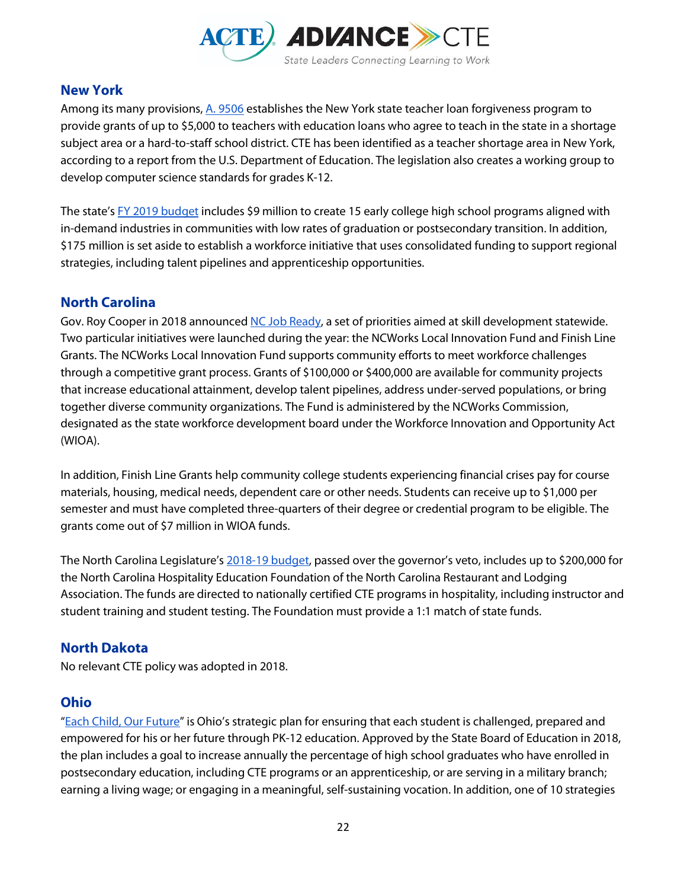## New York

Among its many provisions, A. 9506 establishes the New York state teacher loan forgiveness program to provide grants of up to $5,000 to teachers with education loans who agree to teach in the state in a shortage subject area or a hard-to-staff school district. CTE has been identified as a teacher shortage area in New York, according to a report from the U.S. Department of Education. The legislation also creates a working group to develop computer science standards for grades K-12.

The state's FY 2019 budget includes $9 million to create 15 early college high school programs aligned with in-demand industries in communities with low rates of graduation or postsecondary transition. In addition, $175 million is set aside to establish a workforce initiative that uses consolidated funding to support regional strategies, including talent pipelines and apprenticeship opportunities.

## North Carolina

Gov. Roy Cooper in 2018 announced NC Job Ready, a set of priorities aimed at skill development statewide. Two particular initiatives were launched during the year: the NCWorks Local Innovation Fund and Finish Line Grants. The NCWorks Local Innovation Fund supports community efforts to meet workforce challenges through a competitive grant process. Grants of $100,000 or $400,000 are available for community projects that increase educational attainment, develop talent pipelines, address under-served populations, or bring together diverse community organizations. The Fund is administered by the NCWorks Commission, designated as the state workforce development board under the Workforce Innovation and Opportunity Act (WIOA).

In addition, Finish Line Grants help community college students experiencing financial crises pay for course materials, housing, medical needs, dependent care or other needs. Students can receive up to $1,000 per semester and must have completed three-quarters of their degree or credential program to be eligible. The grants come out of $7 million in WIOA funds.

The North Carolina Legislature's 2018-19 budget, passed over the governor's veto, includes up to $200,000 for the North Carolina Hospitality Education Foundation of the North Carolina Restaurant and Lodging Association. The funds are directed to nationally certified CTE programs in hospitality, including instructor and student training and student testing. The Foundation must provide a 1:1 match of state funds.

## North Dakota

No relevant CTE policy was adopted in 2018.

## Ohio

"Each Child, Our Future" is Ohio's strategic plan for ensuring that each student is challenged, prepared and empowered for his or her future through PK-12 education. Approved by the State Board of Education in 2018, the plan includes a goal to increase annually the percentage of high school graduates who have enrolled in postsecondary education, including CTE programs or an apprenticeship, or are serving in a military branch; earning a living wage; or engaging in a meaningful, self-sustaining vocation. In addition, one of 10 strategies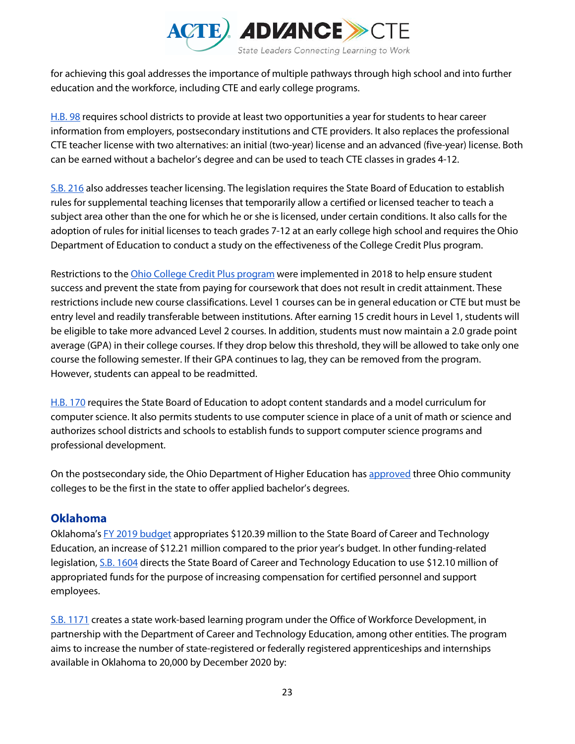for achieving this goal addresses the importance of multiple pathways through high school and into further education and the workforce, including CTE and early college programs.

H.B. 98 requires school districts to provide at least two opportunities a year for students to hear career information from employers, postsecondary institutions and CTE providers. It also replaces the professional CTE teacher license with two alternatives: an initial (two-year) license and an advanced (five-year) license. Both can be earned without a bachelor's degree and can be used to teach CTE classes in grades 4-12.

S.B. 216 also addresses teacher licensing. The legislation requires the State Board of Education to establish rules for supplemental teaching licenses that temporarily allow a certified or licensed teacher to teach a subject area other than the one for which he or she is licensed, under certain conditions. It also calls for the adoption of rules for initial licenses to teach grades 7-12 at an early college high school and requires the Ohio Department of Education to conduct a study on the effectiveness of the College Credit Plus program.

Restrictions to the Ohio College Credit Plus program were implemented in 2018 to help ensure student success and prevent the state from paying for coursework that does not result in credit attainment. These restrictions include new course classifications. Level 1 courses can be in general education or CTE but must be entry level and readily transferable between institutions. After earning 15 credit hours in Level 1, students will be eligible to take more advanced Level 2 courses. In addition, students must now maintain a 2.0 grade point average (GPA) in their college courses. If they drop below this threshold, they will be allowed to take only one course the following semester. If their GPA continues to lag, they can be removed from the program. However, students can appeal to be readmitted.

H.B. 170 requires the State Board of Education to adopt content standards and a model curriculum for computer science. It also permits students to use computer science in place of a unit of math or science and authorizes school districts and schools to establish funds to support computer science programs and professional development.

On the postsecondary side, the Ohio Department of Higher Education has approved three Ohio community colleges to be the first in the state to offer applied bachelor's degrees.

## Oklahoma

Oklahoma's FY 2019 budget appropriates $120.39 million to the State Board of Career and Technology Education, an increase of $12.21 million compared to the prior year's budget. In other funding-related legislation, S.B. 1604 directs the State Board of Career and Technology Education to use $12.10 million of appropriated funds for the purpose of increasing compensation for certified personnel and support employees.

S.B. 1171 creates a state work-based learning program under the Office of Workforce Development, in partnership with the Department of Career and Technology Education, among other entities. The program aims to increase the number of state-registered or federally registered apprenticeships and internships available in Oklahoma to 20,000 by December 2020 by: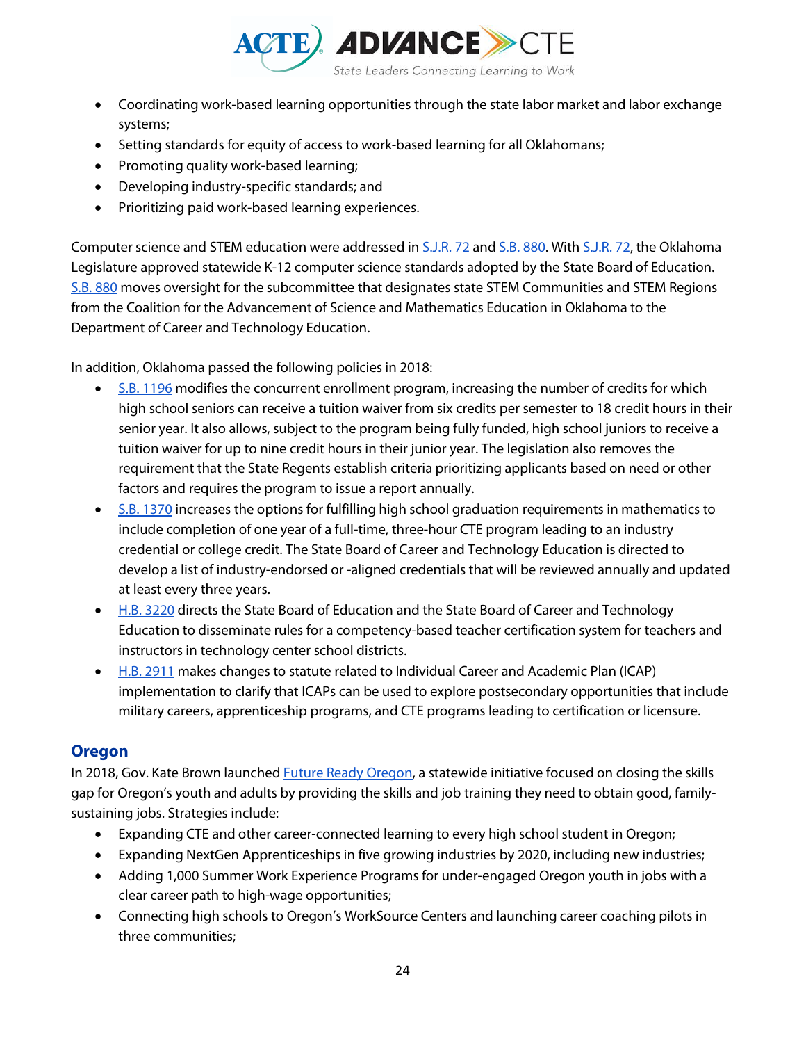- Coordinating work-based learning opportunities through the state labor market and labor exchange systems;
- Setting standards for equity of access to work-based learning for all Oklahomans;
- Promoting quality work-based learning;
- Developing industry-specific standards; and
- Prioritizing paid work-based learning experiences.

Computer science and STEM education were addressed in S.J.R. 72 and S.B. 880. With S.J.R. 72, the Oklahoma Legislature approved statewide K-12 computer science standards adopted by the State Board of Education. S.B. 880 moves oversight for the subcommittee that designates state STEM Communities and STEM Regions from the Coalition for the Advancement of Science and Mathematics Education in Oklahoma to the Department of Career and Technology Education.

In addition, Oklahoma passed the following policies in 2018:

- S.B. 1196 modifies the concurrent enrollment program, increasing the number of credits for which high school seniors can receive a tuition waiver from six credits per semester to 18 credit hours in their senior year. It also allows, subject to the program being fully funded, high school juniors to receive a tuition waiver for up to nine credit hours in their junior year. The legislation also removes the requirement that the State Regents establish criteria prioritizing applicants based on need or other factors and requires the program to issue a report annually.
- S.B. 1370 increases the options for fulfilling high school graduation requirements in mathematics to include completion of one year of a full-time, three-hour CTE program leading to an industry credential or college credit. The State Board of Career and Technology Education is directed to develop a list of industry-endorsed or -aligned credentials that will be reviewed annually and updated at least every three years.
- H.B. 3220 directs the State Board of Education and the State Board of Career and Technology Education to disseminate rules for a competency-based teacher certification system for teachers and instructors in technology center school districts.
- H.B. 2911 makes changes to statute related to Individual Career and Academic Plan (ICAP) implementation to clarify that ICAPs can be used to explore postsecondary opportunities that include military careers, apprenticeship programs, and CTE programs leading to certification or licensure.

## Oregon

In 2018, Gov. Kate Brown launched Future Ready Oregon, a statewide initiative focused on closing the skills gap for Oregon's youth and adults by providing the skills and job training they need to obtain good, family-sustaining jobs. Strategies include:

- Expanding CTE and other career-connected learning to every high school student in Oregon;
- Expanding NextGen Apprenticeships in five growing industries by 2020, including new industries;
- Adding 1,000 Summer Work Experience Programs for under-engaged Oregon youth in jobs with a clear career path to high-wage opportunities;
- Connecting high schools to Oregon's WorkSource Centers and launching career coaching pilots in three communities;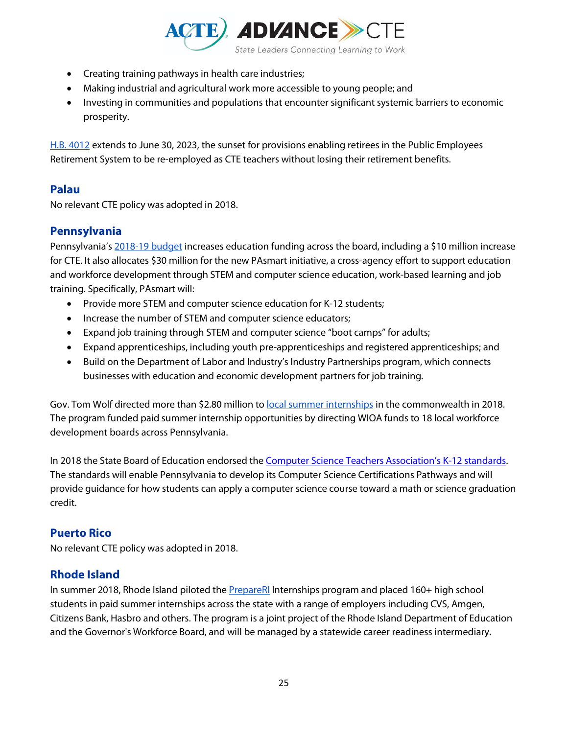- Creating training pathways in health care industries;
- Making industrial and agricultural work more accessible to young people; and
- Investing in communities and populations that encounter significant systemic barriers to economic prosperity.

H.B. 4012 extends to June 30, 2023, the sunset for provisions enabling retirees in the Public Employees Retirement System to be re-employed as CTE teachers without losing their retirement benefits.

## Palau

No relevant CTE policy was adopted in 2018.

## Pennsylvania

Pennsylvania's 2018-19 budget increases education funding across the board, including a $10 million increase for CTE. It also allocates $30 million for the new PAsmart initiative, a cross-agency effort to support education and workforce development through STEM and computer science education, work-based learning and job training. Specifically, PAsmart will:

- Provide more STEM and computer science education for K-12 students;
- Increase the number of STEM and computer science educators;
- Expand job training through STEM and computer science "boot camps" for adults;
- Expand apprenticeships, including youth pre-apprenticeships and registered apprenticeships; and
- Build on the Department of Labor and Industry's Industry Partnerships program, which connects businesses with education and economic development partners for job training.

Gov. Tom Wolf directed more than $2.80 million to local summer internships in the commonwealth in 2018. The program funded paid summer internship opportunities by directing WIOA funds to 18 local workforce development boards across Pennsylvania.

In 2018 the State Board of Education endorsed the Computer Science Teachers Association's K-12 standards. The standards will enable Pennsylvania to develop its Computer Science Certifications Pathways and will provide guidance for how students can apply a computer science course toward a math or science graduation credit.

## Puerto Rico

No relevant CTE policy was adopted in 2018.

## Rhode Island

In summer 2018, Rhode Island piloted the PrepareRI Internships program and placed 160+ high school students in paid summer internships across the state with a range of employers including CVS, Amgen, Citizens Bank, Hasbro and others. The program is a joint project of the Rhode Island Department of Education and the Governor's Workforce Board, and will be managed by a statewide career readiness intermediary.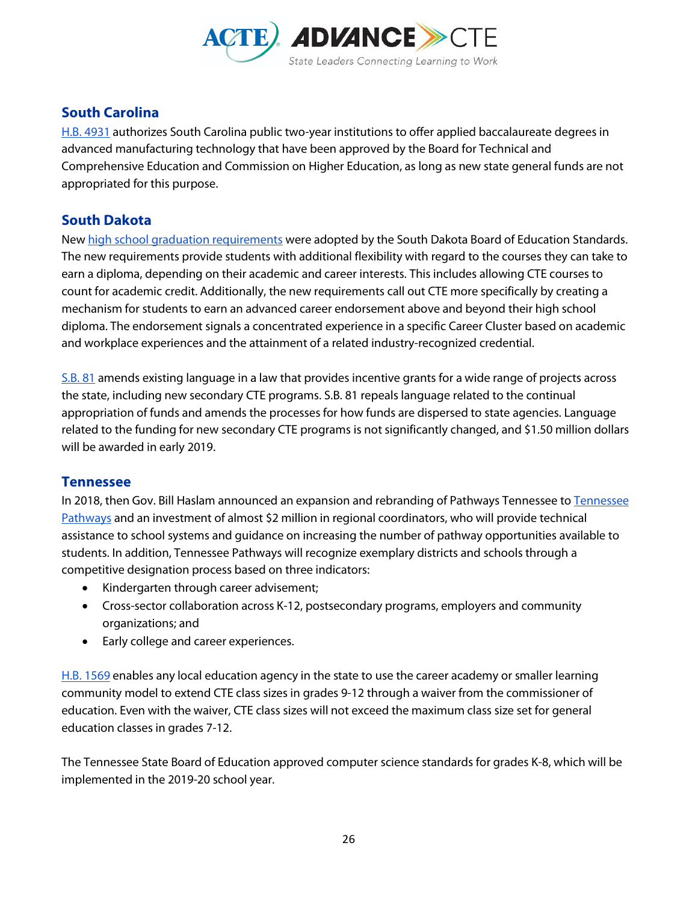## South Carolina

H.B. 4931 authorizes South Carolina public two-year institutions to offer applied baccalaureate degrees in advanced manufacturing technology that have been approved by the Board for Technical and Comprehensive Education and Commission on Higher Education, as long as new state general funds are not appropriated for this purpose.

## South Dakota

New high school graduation requirements were adopted by the South Dakota Board of Education Standards. The new requirements provide students with additional flexibility with regard to the courses they can take to earn a diploma, depending on their academic and career interests. This includes allowing CTE courses to count for academic credit. Additionally, the new requirements call out CTE more specifically by creating a mechanism for students to earn an advanced career endorsement above and beyond their high school diploma. The endorsement signals a concentrated experience in a specific Career Cluster based on academic and workplace experiences and the attainment of a related industry-recognized credential.

S.B. 81 amends existing language in a law that provides incentive grants for a wide range of projects across the state, including new secondary CTE programs. S.B. 81 repeals language related to the continual appropriation of funds and amends the processes for how funds are dispersed to state agencies. Language related to the funding for new secondary CTE programs is not significantly changed, and $1.50 million dollars will be awarded in early 2019.

## Tennessee

In 2018, then Gov. Bill Haslam announced an expansion and rebranding of Pathways Tennessee to Tennessee Pathways and an investment of almost $2 million in regional coordinators, who will provide technical assistance to school systems and guidance on increasing the number of pathway opportunities available to students. In addition, Tennessee Pathways will recognize exemplary districts and schools through a competitive designation process based on three indicators:

- Kindergarten through career advisement;
- Cross-sector collaboration across K-12, postsecondary programs, employers and community organizations; and
- Early college and career experiences.

H.B. 1569 enables any local education agency in the state to use the career academy or smaller learning community model to extend CTE class sizes in grades 9-12 through a waiver from the commissioner of education. Even with the waiver, CTE class sizes will not exceed the maximum class size set for general education classes in grades 7-12.

The Tennessee State Board of Education approved computer science standards for grades K-8, which will be implemented in the 2019-20 school year.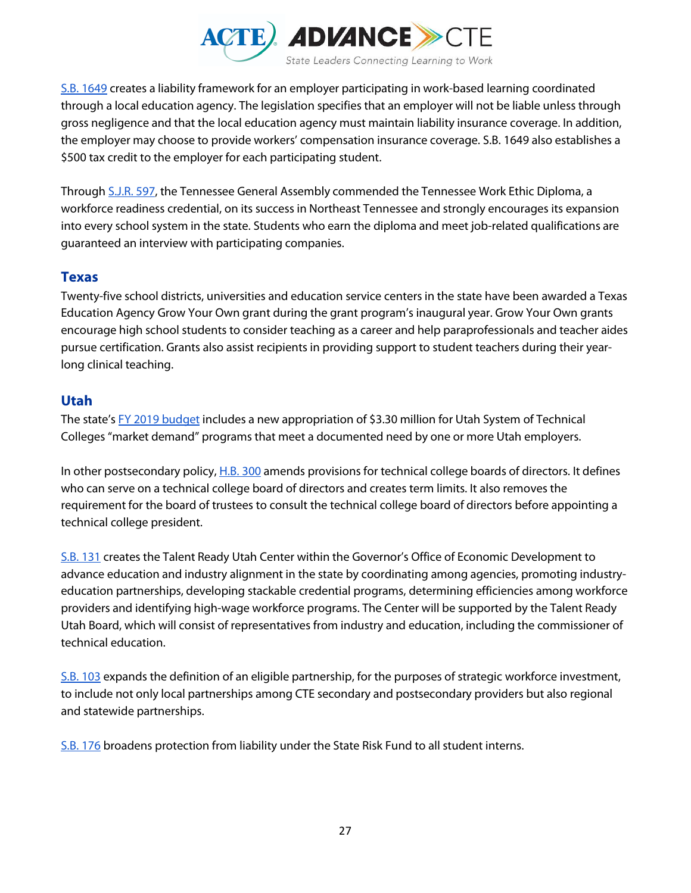S.B. 1649 creates a liability framework for an employer participating in work-based learning coordinated through a local education agency. The legislation specifies that an employer will not be liable unless through gross negligence and that the local education agency must maintain liability insurance coverage. In addition, the employer may choose to provide workers' compensation insurance coverage. S.B. 1649 also establishes a $500 tax credit to the employer for each participating student.

Through S.J.R. 597, the Tennessee General Assembly commended the Tennessee Work Ethic Diploma, a workforce readiness credential, on its success in Northeast Tennessee and strongly encourages its expansion into every school system in the state. Students who earn the diploma and meet job-related qualifications are guaranteed an interview with participating companies.

## Texas

Twenty-five school districts, universities and education service centers in the state have been awarded a Texas Education Agency Grow Your Own grant during the grant program's inaugural year. Grow Your Own grants encourage high school students to consider teaching as a career and help paraprofessionals and teacher aides pursue certification. Grants also assist recipients in providing support to student teachers during their year-long clinical teaching.

## Utah

The state's FY 2019 budget includes a new appropriation of $3.30 million for Utah System of Technical Colleges "market demand" programs that meet a documented need by one or more Utah employers.

In other postsecondary policy, H.B. 300 amends provisions for technical college boards of directors. It defines who can serve on a technical college board of directors and creates term limits. It also removes the requirement for the board of trustees to consult the technical college board of directors before appointing a technical college president.

S.B. 131 creates the Talent Ready Utah Center within the Governor's Office of Economic Development to advance education and industry alignment in the state by coordinating among agencies, promoting industry-education partnerships, developing stackable credential programs, determining efficiencies among workforce providers and identifying high-wage workforce programs. The Center will be supported by the Talent Ready Utah Board, which will consist of representatives from industry and education, including the commissioner of technical education.

S.B. 103 expands the definition of an eligible partnership, for the purposes of strategic workforce investment, to include not only local partnerships among CTE secondary and postsecondary providers but also regional and statewide partnerships.

S.B. 176 broadens protection from liability under the State Risk Fund to all student interns.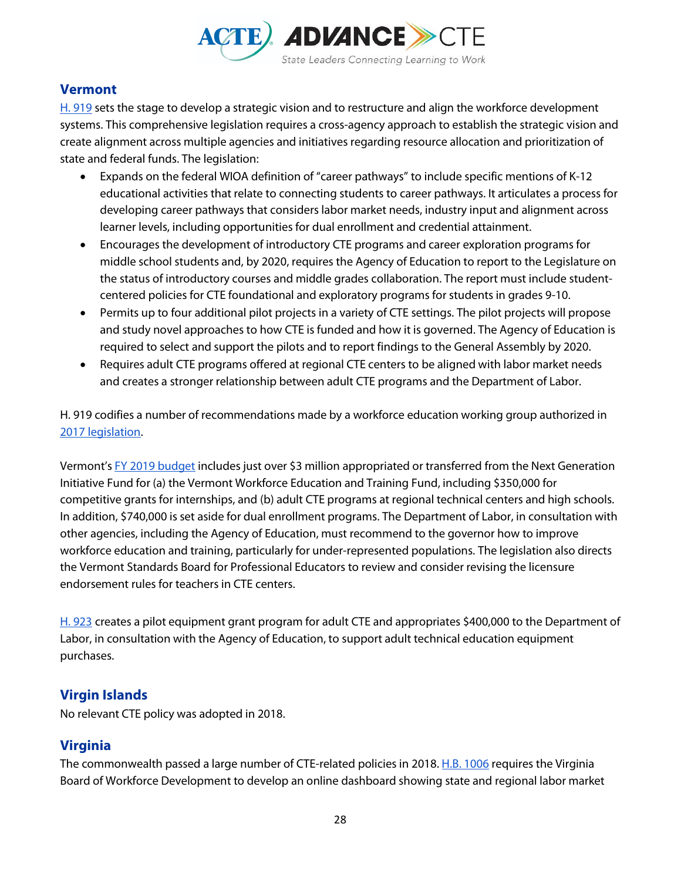## Vermont

H. 919 sets the stage to develop a strategic vision and to restructure and align the workforce development systems. This comprehensive legislation requires a cross-agency approach to establish the strategic vision and create alignment across multiple agencies and initiatives regarding resource allocation and prioritization of state and federal funds. The legislation:

- Expands on the federal WIOA definition of "career pathways" to include specific mentions of K-12 educational activities that relate to connecting students to career pathways. It articulates a process for developing career pathways that considers labor market needs, industry input and alignment across learner levels, including opportunities for dual enrollment and credential attainment.
- Encourages the development of introductory CTE programs and career exploration programs for middle school students and, by 2020, requires the Agency of Education to report to the Legislature on the status of introductory courses and middle grades collaboration. The report must include student-centered policies for CTE foundational and exploratory programs for students in grades 9-10.
- Permits up to four additional pilot projects in a variety of CTE settings. The pilot projects will propose and study novel approaches to how CTE is funded and how it is governed. The Agency of Education is required to select and support the pilots and to report findings to the General Assembly by 2020.
- Requires adult CTE programs offered at regional CTE centers to be aligned with labor market needs and creates a stronger relationship between adult CTE programs and the Department of Labor.

H. 919 codifies a number of recommendations made by a workforce education working group authorized in 2017 legislation.

Vermont's FY 2019 budget includes just over $3 million appropriated or transferred from the Next Generation Initiative Fund for (a) the Vermont Workforce Education and Training Fund, including $350,000 for competitive grants for internships, and (b) adult CTE programs at regional technical centers and high schools. In addition, $740,000 is set aside for dual enrollment programs. The Department of Labor, in consultation with other agencies, including the Agency of Education, must recommend to the governor how to improve workforce education and training, particularly for under-represented populations. The legislation also directs the Vermont Standards Board for Professional Educators to review and consider revising the licensure endorsement rules for teachers in CTE centers.

H. 923 creates a pilot equipment grant program for adult CTE and appropriates $400,000 to the Department of Labor, in consultation with the Agency of Education, to support adult technical education equipment purchases.

## Virgin Islands

No relevant CTE policy was adopted in 2018.

## Virginia

The commonwealth passed a large number of CTE-related policies in 2018. H.B. 1006 requires the Virginia Board of Workforce Development to develop an online dashboard showing state and regional labor market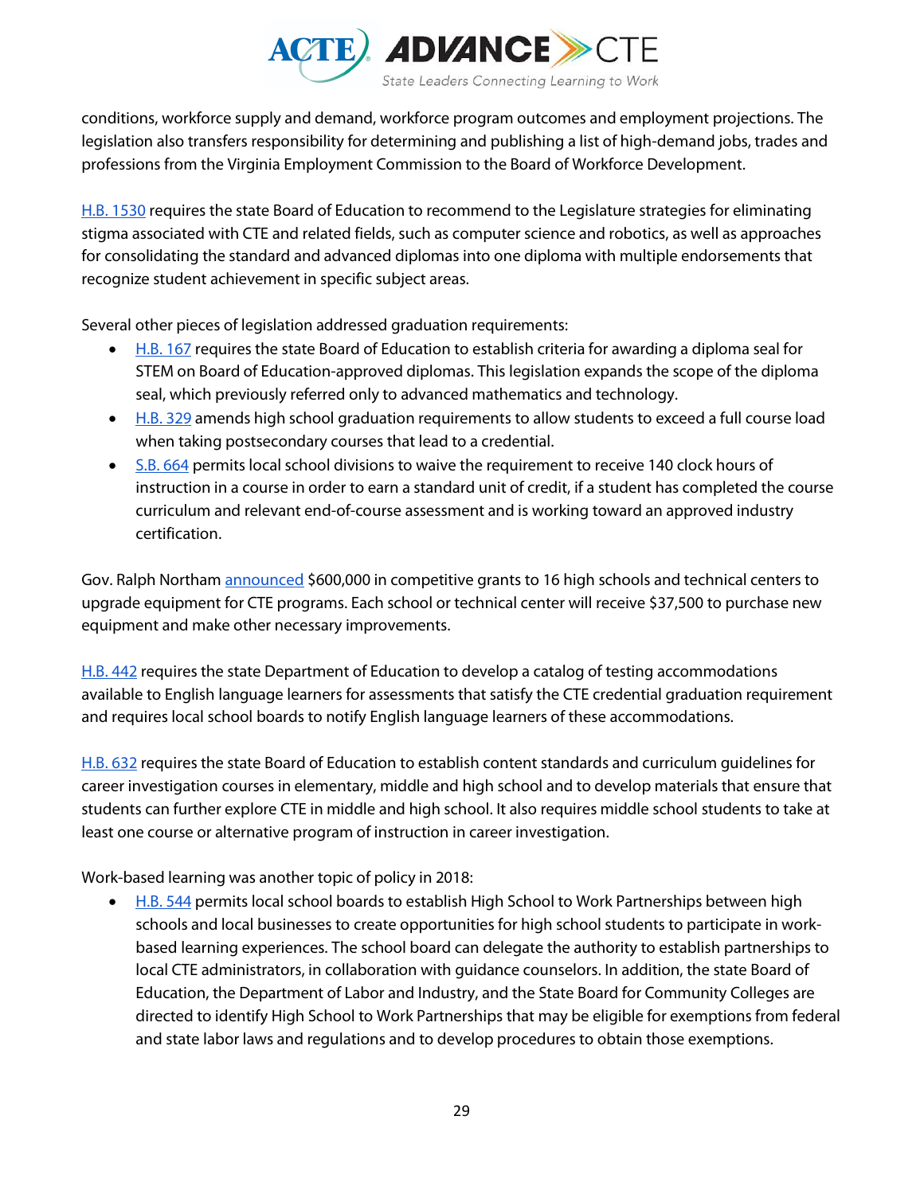conditions, workforce supply and demand, workforce program outcomes and employment projections. The legislation also transfers responsibility for determining and publishing a list of high-demand jobs, trades and professions from the Virginia Employment Commission to the Board of Workforce Development.

H.B. 1530 requires the state Board of Education to recommend to the Legislature strategies for eliminating stigma associated with CTE and related fields, such as computer science and robotics, as well as approaches for consolidating the standard and advanced diplomas into one diploma with multiple endorsements that recognize student achievement in specific subject areas.

Several other pieces of legislation addressed graduation requirements:

- H.B. 167 requires the state Board of Education to establish criteria for awarding a diploma seal for STEM on Board of Education-approved diplomas. This legislation expands the scope of the diploma seal, which previously referred only to advanced mathematics and technology.
- H.B. 329 amends high school graduation requirements to allow students to exceed a full course load when taking postsecondary courses that lead to a credential.
- S.B. 664 permits local school divisions to waive the requirement to receive 140 clock hours of instruction in a course in order to earn a standard unit of credit, if a student has completed the course curriculum and relevant end-of-course assessment and is working toward an approved industry certification.

Gov. Ralph Northam announced $600,000 in competitive grants to 16 high schools and technical centers to upgrade equipment for CTE programs. Each school or technical center will receive $37,500 to purchase new equipment and make other necessary improvements.

H.B. 442 requires the state Department of Education to develop a catalog of testing accommodations available to English language learners for assessments that satisfy the CTE credential graduation requirement and requires local school boards to notify English language learners of these accommodations.

H.B. 632 requires the state Board of Education to establish content standards and curriculum guidelines for career investigation courses in elementary, middle and high school and to develop materials that ensure that students can further explore CTE in middle and high school. It also requires middle school students to take at least one course or alternative program of instruction in career investigation.

Work-based learning was another topic of policy in 2018:

- H.B. 544 permits local school boards to establish High School to Work Partnerships between high schools and local businesses to create opportunities for high school students to participate in work-based learning experiences. The school board can delegate the authority to establish partnerships to local CTE administrators, in collaboration with guidance counselors. In addition, the state Board of Education, the Department of Labor and Industry, and the State Board for Community Colleges are directed to identify High School to Work Partnerships that may be eligible for exemptions from federal and state labor laws and regulations and to develop procedures to obtain those exemptions.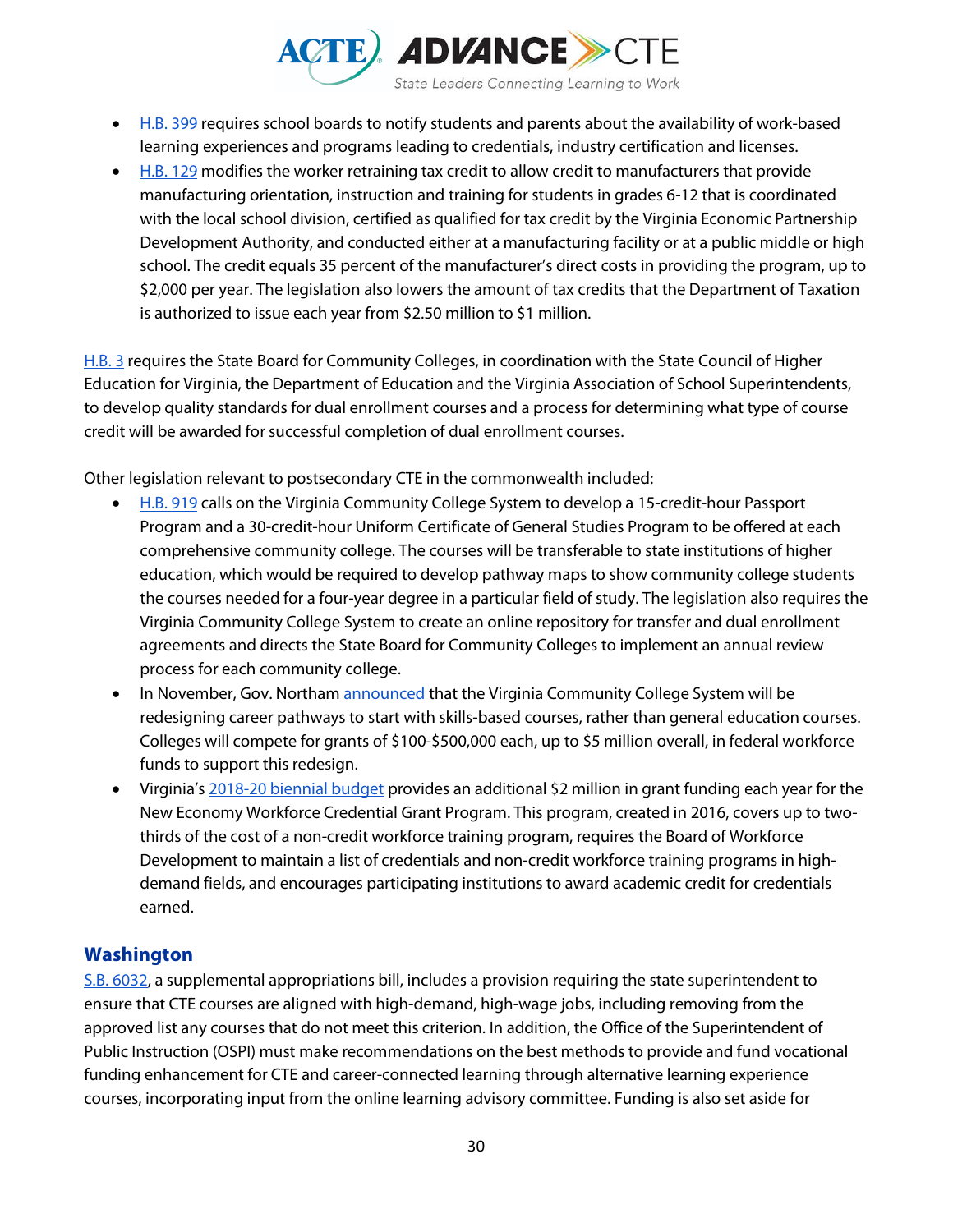- H.B. 399 requires school boards to notify students and parents about the availability of work-based learning experiences and programs leading to credentials, industry certification and licenses.
- H.B. 129 modifies the worker retraining tax credit to allow credit to manufacturers that provide manufacturing orientation, instruction and training for students in grades 6-12 that is coordinated with the local school division, certified as qualified for tax credit by the Virginia Economic Partnership Development Authority, and conducted either at a manufacturing facility or at a public middle or high school. The credit equals 35 percent of the manufacturer's direct costs in providing the program, up to $2,000 per year. The legislation also lowers the amount of tax credits that the Department of Taxation is authorized to issue each year from $2.50 million to $1 million.

H.B. 3 requires the State Board for Community Colleges, in coordination with the State Council of Higher Education for Virginia, the Department of Education and the Virginia Association of School Superintendents, to develop quality standards for dual enrollment courses and a process for determining what type of course credit will be awarded for successful completion of dual enrollment courses.

Other legislation relevant to postsecondary CTE in the commonwealth included:

- H.B. 919 calls on the Virginia Community College System to develop a 15-credit-hour Passport Program and a 30-credit-hour Uniform Certificate of General Studies Program to be offered at each comprehensive community college. The courses will be transferable to state institutions of higher education, which would be required to develop pathway maps to show community college students the courses needed for a four-year degree in a particular field of study. The legislation also requires the Virginia Community College System to create an online repository for transfer and dual enrollment agreements and directs the State Board for Community Colleges to implement an annual review process for each community college.
- In November, Gov. Northam announced that the Virginia Community College System will be redesigning career pathways to start with skills-based courses, rather than general education courses. Colleges will compete for grants of $100-$500,000 each, up to $5 million overall, in federal workforce funds to support this redesign.
- Virginia's 2018-20 biennial budget provides an additional $2 million in grant funding each year for the New Economy Workforce Credential Grant Program. This program, created in 2016, covers up to two-thirds of the cost of a non-credit workforce training program, requires the Board of Workforce Development to maintain a list of credentials and non-credit workforce training programs in high-demand fields, and encourages participating institutions to award academic credit for credentials earned.

## Washington

S.B. 6032, a supplemental appropriations bill, includes a provision requiring the state superintendent to ensure that CTE courses are aligned with high-demand, high-wage jobs, including removing from the approved list any courses that do not meet this criterion. In addition, the Office of the Superintendent of Public Instruction (OSPI) must make recommendations on the best methods to provide and fund vocational funding enhancement for CTE and career-connected learning through alternative learning experience courses, incorporating input from the online learning advisory committee. Funding is also set aside for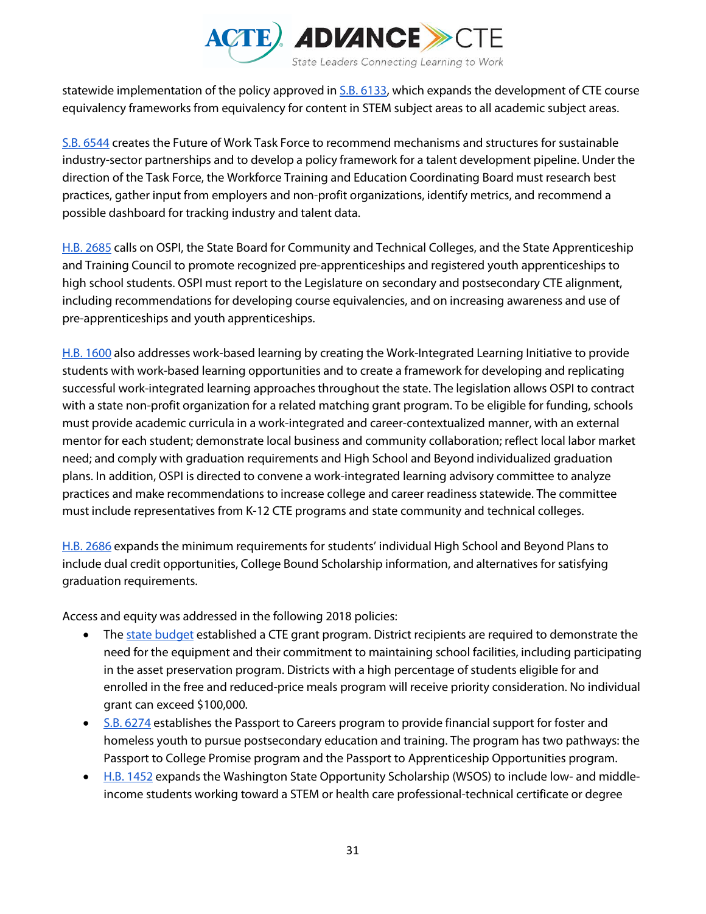statewide implementation of the policy approved in S.B. 6133, which expands the development of CTE course equivalency frameworks from equivalency for content in STEM subject areas to all academic subject areas.

S.B. 6544 creates the Future of Work Task Force to recommend mechanisms and structures for sustainable industry-sector partnerships and to develop a policy framework for a talent development pipeline. Under the direction of the Task Force, the Workforce Training and Education Coordinating Board must research best practices, gather input from employers and non-profit organizations, identify metrics, and recommend a possible dashboard for tracking industry and talent data.

H.B. 2685 calls on OSPI, the State Board for Community and Technical Colleges, and the State Apprenticeship and Training Council to promote recognized pre-apprenticeships and registered youth apprenticeships to high school students. OSPI must report to the Legislature on secondary and postsecondary CTE alignment, including recommendations for developing course equivalencies, and on increasing awareness and use of pre-apprenticeships and youth apprenticeships.

H.B. 1600 also addresses work-based learning by creating the Work-Integrated Learning Initiative to provide students with work-based learning opportunities and to create a framework for developing and replicating successful work-integrated learning approaches throughout the state. The legislation allows OSPI to contract with a state non-profit organization for a related matching grant program. To be eligible for funding, schools must provide academic curricula in a work-integrated and career-contextualized manner, with an external mentor for each student; demonstrate local business and community collaboration; reflect local labor market need; and comply with graduation requirements and High School and Beyond individualized graduation plans. In addition, OSPI is directed to convene a work-integrated learning advisory committee to analyze practices and make recommendations to increase college and career readiness statewide. The committee must include representatives from K-12 CTE programs and state community and technical colleges.

H.B. 2686 expands the minimum requirements for students' individual High School and Beyond Plans to include dual credit opportunities, College Bound Scholarship information, and alternatives for satisfying graduation requirements.

Access and equity was addressed in the following 2018 policies:

- The state budget established a CTE grant program. District recipients are required to demonstrate the need for the equipment and their commitment to maintaining school facilities, including participating in the asset preservation program. Districts with a high percentage of students eligible for and enrolled in the free and reduced-price meals program will receive priority consideration. No individual grant can exceed $100,000.
- S.B. 6274 establishes the Passport to Careers program to provide financial support for foster and homeless youth to pursue postsecondary education and training. The program has two pathways: the Passport to College Promise program and the Passport to Apprenticeship Opportunities program.
- H.B. 1452 expands the Washington State Opportunity Scholarship (WSOS) to include low- and middle-income students working toward a STEM or health care professional-technical certificate or degree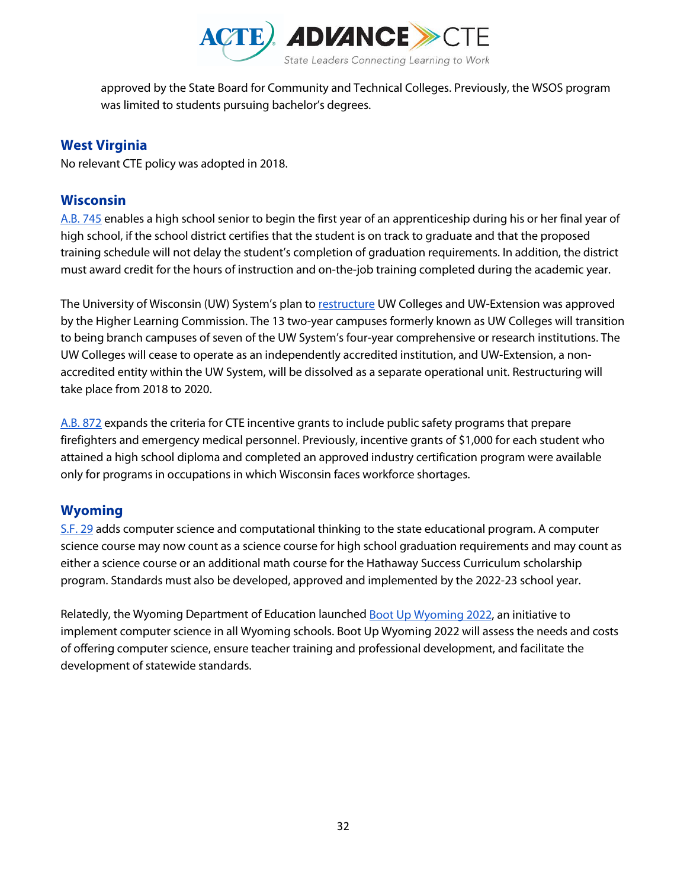approved by the State Board for Community and Technical Colleges. Previously, the WSOS program was limited to students pursuing bachelor's degrees.

## West Virginia

No relevant CTE policy was adopted in 2018.

## Wisconsin

A.B. 745 enables a high school senior to begin the first year of an apprenticeship during his or her final year of high school, if the school district certifies that the student is on track to graduate and that the proposed training schedule will not delay the student's completion of graduation requirements. In addition, the district must award credit for the hours of instruction and on-the-job training completed during the academic year.

The University of Wisconsin (UW) System's plan to restructure UW Colleges and UW-Extension was approved by the Higher Learning Commission. The 13 two-year campuses formerly known as UW Colleges will transition to being branch campuses of seven of the UW System's four-year comprehensive or research institutions. The UW Colleges will cease to operate as an independently accredited institution, and UW-Extension, a non-accredited entity within the UW System, will be dissolved as a separate operational unit. Restructuring will take place from 2018 to 2020.

A.B. 872 expands the criteria for CTE incentive grants to include public safety programs that prepare firefighters and emergency medical personnel. Previously, incentive grants of $1,000 for each student who attained a high school diploma and completed an approved industry certification program were available only for programs in occupations in which Wisconsin faces workforce shortages.

## Wyoming

S.F. 29 adds computer science and computational thinking to the state educational program. A computer science course may now count as a science course for high school graduation requirements and may count as either a science course or an additional math course for the Hathaway Success Curriculum scholarship program. Standards must also be developed, approved and implemented by the 2022-23 school year.

Relatedly, the Wyoming Department of Education launched Boot Up Wyoming 2022, an initiative to implement computer science in all Wyoming schools. Boot Up Wyoming 2022 will assess the needs and costs of offering computer science, ensure teacher training and professional development, and facilitate the development of statewide standards.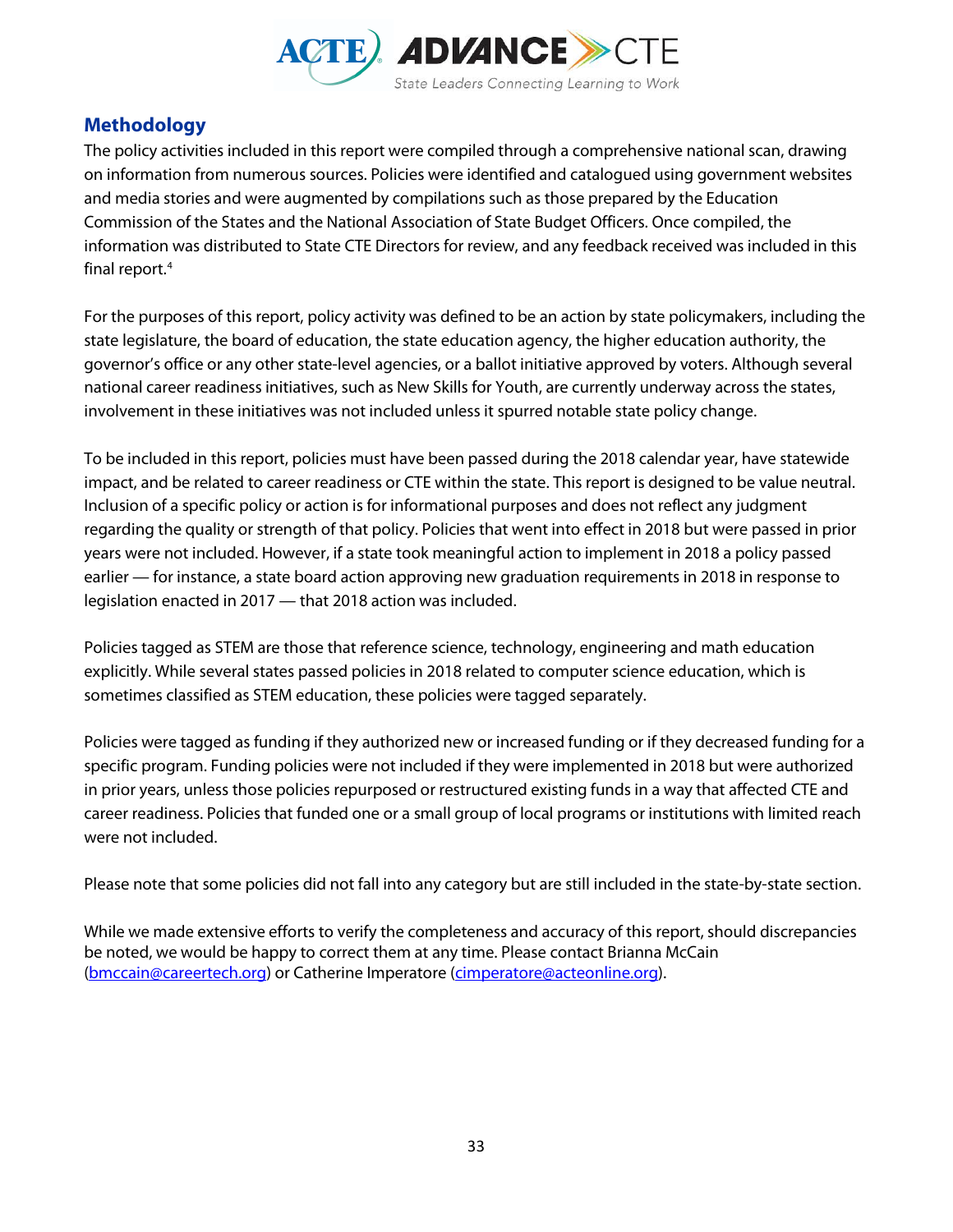## Methodology

The policy activities included in this report were compiled through a comprehensive national scan, drawing on information from numerous sources. Policies were identified and catalogued using government websites and media stories and were augmented by compilations such as those prepared by the Education Commission of the States and the National Association of State Budget Officers. Once compiled, the information was distributed to State CTE Directors for review, and any feedback received was included in this final report.[4]

For the purposes of this report, policy activity was defined to be an action by state policymakers, including the state legislature, the board of education, the state education agency, the higher education authority, the governor's office or any other state-level agencies, or a ballot initiative approved by voters. Although several national career readiness initiatives, such as New Skills for Youth, are currently underway across the states, involvement in these initiatives was not included unless it spurred notable state policy change.

To be included in this report, policies must have been passed during the 2018 calendar year, have statewide impact, and be related to career readiness or CTE within the state. This report is designed to be value neutral. Inclusion of a specific policy or action is for informational purposes and does not reflect any judgment regarding the quality or strength of that policy. Policies that went into effect in 2018 but were passed in prior years were not included. However, if a state took meaningful action to implement in 2018 a policy passed earlier — for instance, a state board action approving new graduation requirements in 2018 in response to legislation enacted in 2017 — that 2018 action was included.

Policies tagged as STEM are those that reference science, technology, engineering and math education explicitly. While several states passed policies in 2018 related to computer science education, which is sometimes classified as STEM education, these policies were tagged separately.

Policies were tagged as funding if they authorized new or increased funding or if they decreased funding for a specific program. Funding policies were not included if they were implemented in 2018 but were authorized in prior years, unless those policies repurposed or restructured existing funds in a way that affected CTE and career readiness. Policies that funded one or a small group of local programs or institutions with limited reach were not included.

Please note that some policies did not fall into any category but are still included in the state-by-state section.

While we made extensive efforts to verify the completeness and accuracy of this report, should discrepancies be noted, we would be happy to correct them at any time. Please contact Brianna McCain (bmccain@careertech.org) or Catherine Imperatore (cimperatore@acteonline.org).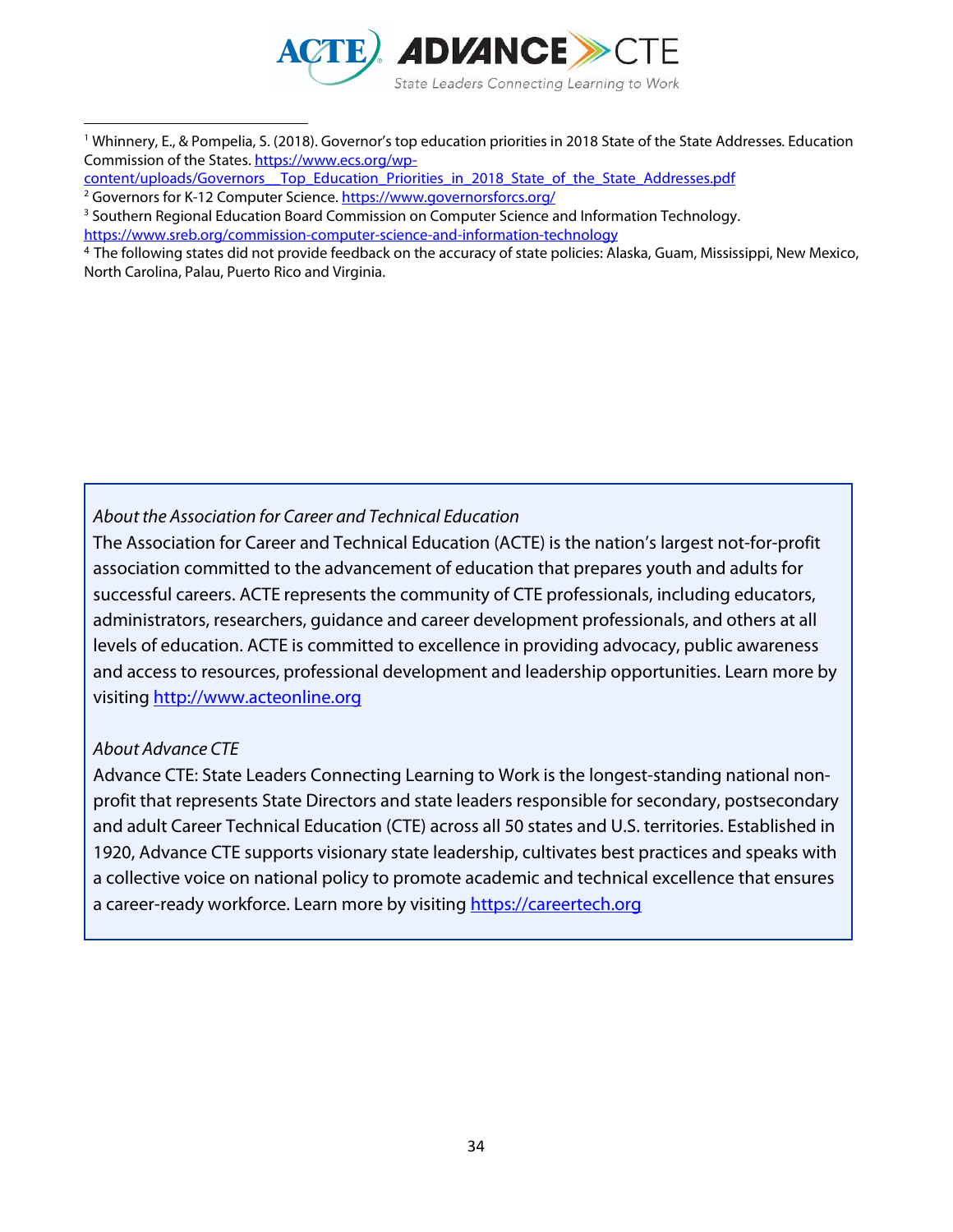[1] Whinnery, E., & Pompelia, S. (2018). Governor's top education priorities in 2018 State of the State Addresses. Education Commission of the States. https://www.ecs.org/wp-content/uploads/Governors__Top_Education_Priorities_in_2018_State_of_the_State_Addresses.pdf

[2] Governors for K-12 Computer Science. https://www.governorsforcs.org/

[3] Southern Regional Education Board Commission on Computer Science and Information Technology. https://www.sreb.org/commission-computer-science-and-information-technology

[4] The following states did not provide feedback on the accuracy of state policies: Alaska, Guam, Mississippi, New Mexico, North Carolina, Palau, Puerto Rico and Virginia.

*About the Association for Career and Technical Education*

The Association for Career and Technical Education (ACTE) is the nation's largest not-for-profit association committed to the advancement of education that prepares youth and adults for successful careers. ACTE represents the community of CTE professionals, including educators, administrators, researchers, guidance and career development professionals, and others at all levels of education. ACTE is committed to excellence in providing advocacy, public awareness and access to resources, professional development and leadership opportunities. Learn more by visiting http://www.acteonline.org

*About Advance CTE*

Advance CTE: State Leaders Connecting Learning to Work is the longest-standing national non-profit that represents State Directors and state leaders responsible for secondary, postsecondary and adult Career Technical Education (CTE) across all 50 states and U.S. territories. Established in 1920, Advance CTE supports visionary state leadership, cultivates best practices and speaks with a collective voice on national policy to promote academic and technical excellence that ensures a career-ready workforce. Learn more by visiting https://careertech.org